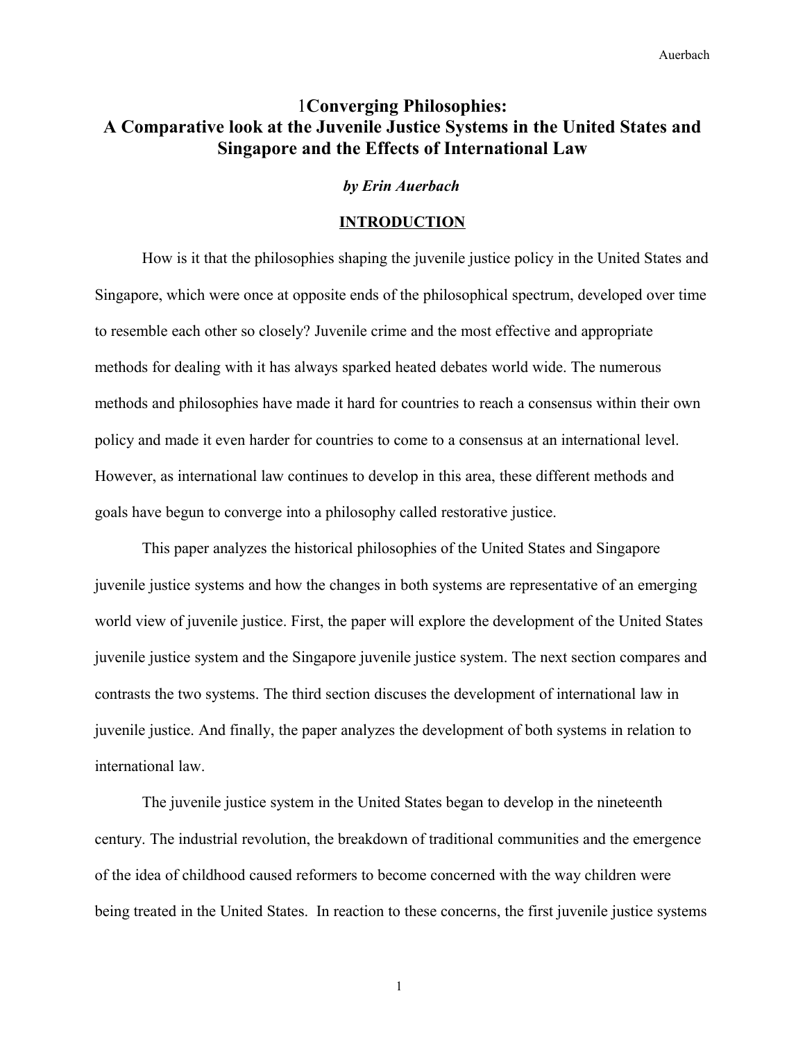# 1Converging Philosophies: A Comparative look at the Juvenile Justice Systems in the United States and Singapore and the Effects of International Law

***by Erin Auerbach***

## INTRODUCTION

How is it that the philosophies shaping the juvenile justice policy in the United States and Singapore, which were once at opposite ends of the philosophical spectrum, developed over time to resemble each other so closely? Juvenile crime and the most effective and appropriate methods for dealing with it has always sparked heated debates world wide. The numerous methods and philosophies have made it hard for countries to reach a consensus within their own policy and made it even harder for countries to come to a consensus at an international level. However, as international law continues to develop in this area, these different methods and goals have begun to converge into a philosophy called restorative justice.

This paper analyzes the historical philosophies of the United States and Singapore juvenile justice systems and how the changes in both systems are representative of an emerging world view of juvenile justice. First, the paper will explore the development of the United States juvenile justice system and the Singapore juvenile justice system. The next section compares and contrasts the two systems. The third section discuses the development of international law in juvenile justice. And finally, the paper analyzes the development of both systems in relation to international law.

The juvenile justice system in the United States began to develop in the nineteenth century. The industrial revolution, the breakdown of traditional communities and the emergence of the idea of childhood caused reformers to become concerned with the way children were being treated in the United States. In reaction to these concerns, the first juvenile justice systems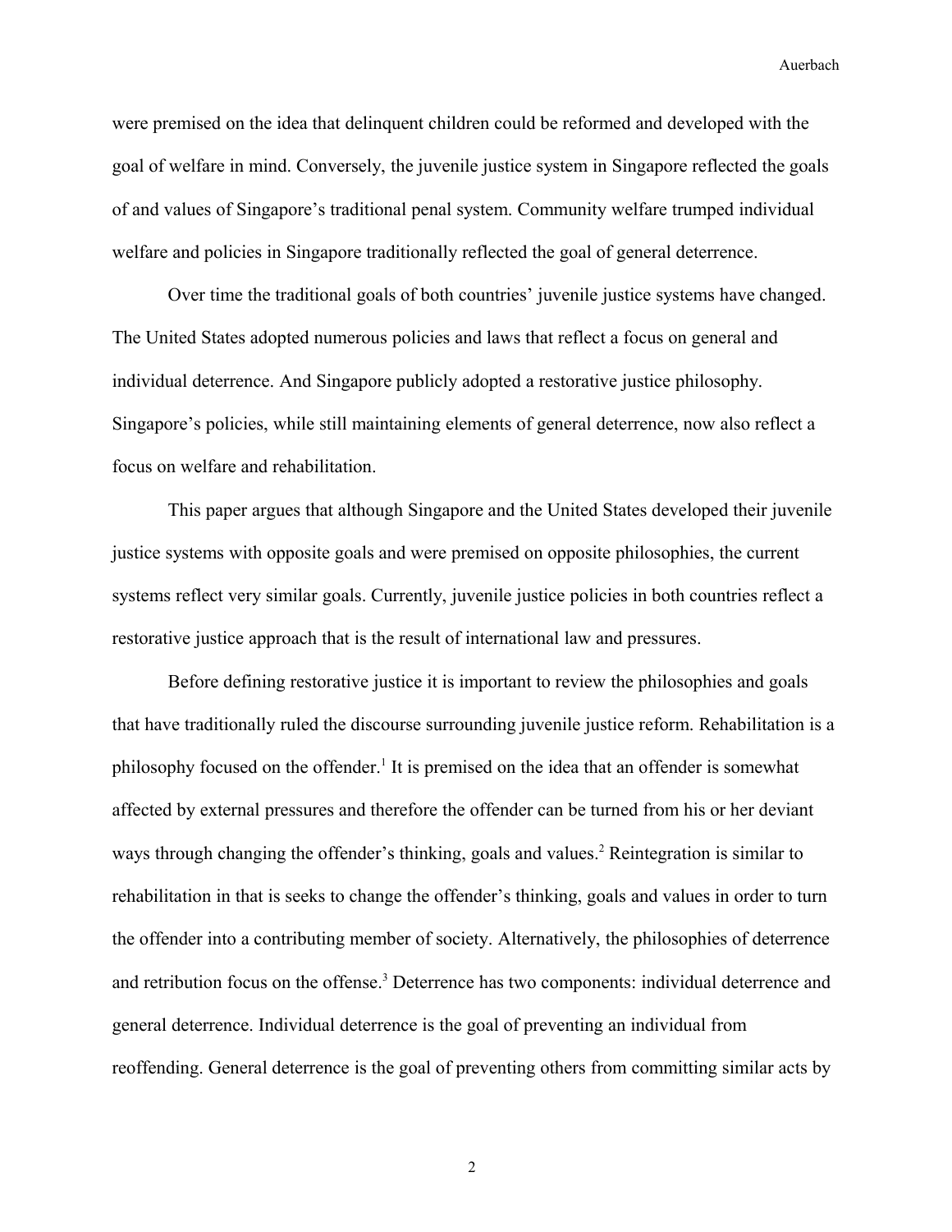were premised on the idea that delinquent children could be reformed and developed with the goal of welfare in mind. Conversely, the juvenile justice system in Singapore reflected the goals of and values of Singapore's traditional penal system. Community welfare trumped individual welfare and policies in Singapore traditionally reflected the goal of general deterrence.

Over time the traditional goals of both countries' juvenile justice systems have changed. The United States adopted numerous policies and laws that reflect a focus on general and individual deterrence. And Singapore publicly adopted a restorative justice philosophy. Singapore's policies, while still maintaining elements of general deterrence, now also reflect a focus on welfare and rehabilitation.

This paper argues that although Singapore and the United States developed their juvenile justice systems with opposite goals and were premised on opposite philosophies, the current systems reflect very similar goals. Currently, juvenile justice policies in both countries reflect a restorative justice approach that is the result of international law and pressures.

Before defining restorative justice it is important to review the philosophies and goals that have traditionally ruled the discourse surrounding juvenile justice reform. Rehabilitation is a philosophy focused on the offender.[1] It is premised on the idea that an offender is somewhat affected by external pressures and therefore the offender can be turned from his or her deviant ways through changing the offender's thinking, goals and values.[2] Reintegration is similar to rehabilitation in that is seeks to change the offender's thinking, goals and values in order to turn the offender into a contributing member of society. Alternatively, the philosophies of deterrence and retribution focus on the offense.[3] Deterrence has two components: individual deterrence and general deterrence. Individual deterrence is the goal of preventing an individual from reoffending. General deterrence is the goal of preventing others from committing similar acts by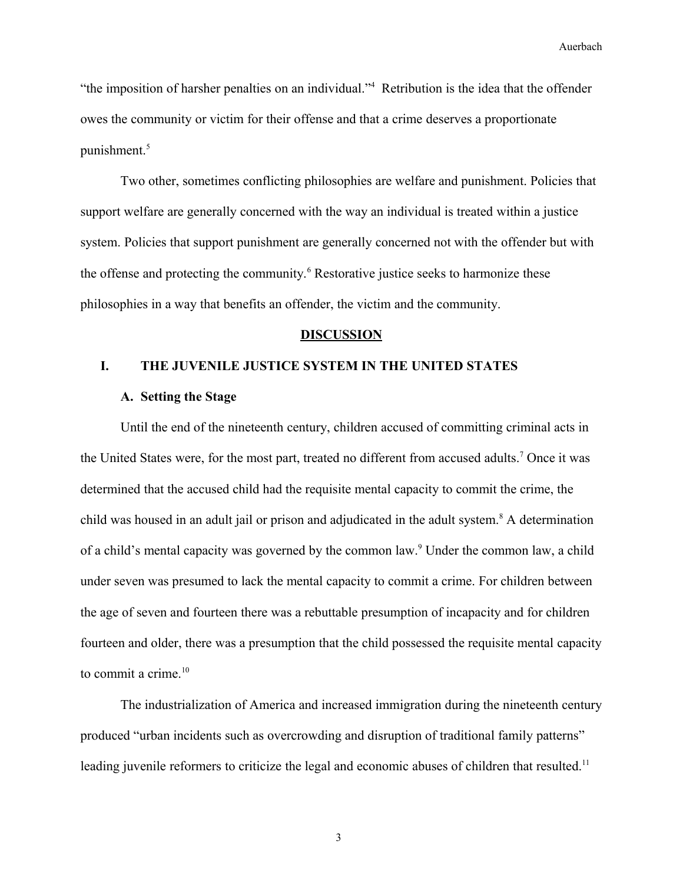"the imposition of harsher penalties on an individual."[4] Retribution is the idea that the offender owes the community or victim for their offense and that a crime deserves a proportionate punishment.[5]

Two other, sometimes conflicting philosophies are welfare and punishment. Policies that support welfare are generally concerned with the way an individual is treated within a justice system. Policies that support punishment are generally concerned not with the offender but with the offense and protecting the community.[6] Restorative justice seeks to harmonize these philosophies in a way that benefits an offender, the victim and the community.

## DISCUSSION

### I. THE JUVENILE JUSTICE SYSTEM IN THE UNITED STATES

#### A. Setting the Stage

Until the end of the nineteenth century, children accused of committing criminal acts in the United States were, for the most part, treated no different from accused adults.[7] Once it was determined that the accused child had the requisite mental capacity to commit the crime, the child was housed in an adult jail or prison and adjudicated in the adult system.[8] A determination of a child's mental capacity was governed by the common law.[9] Under the common law, a child under seven was presumed to lack the mental capacity to commit a crime. For children between the age of seven and fourteen there was a rebuttable presumption of incapacity and for children fourteen and older, there was a presumption that the child possessed the requisite mental capacity to commit a crime.[10]

The industrialization of America and increased immigration during the nineteenth century produced "urban incidents such as overcrowding and disruption of traditional family patterns" leading juvenile reformers to criticize the legal and economic abuses of children that resulted.[11]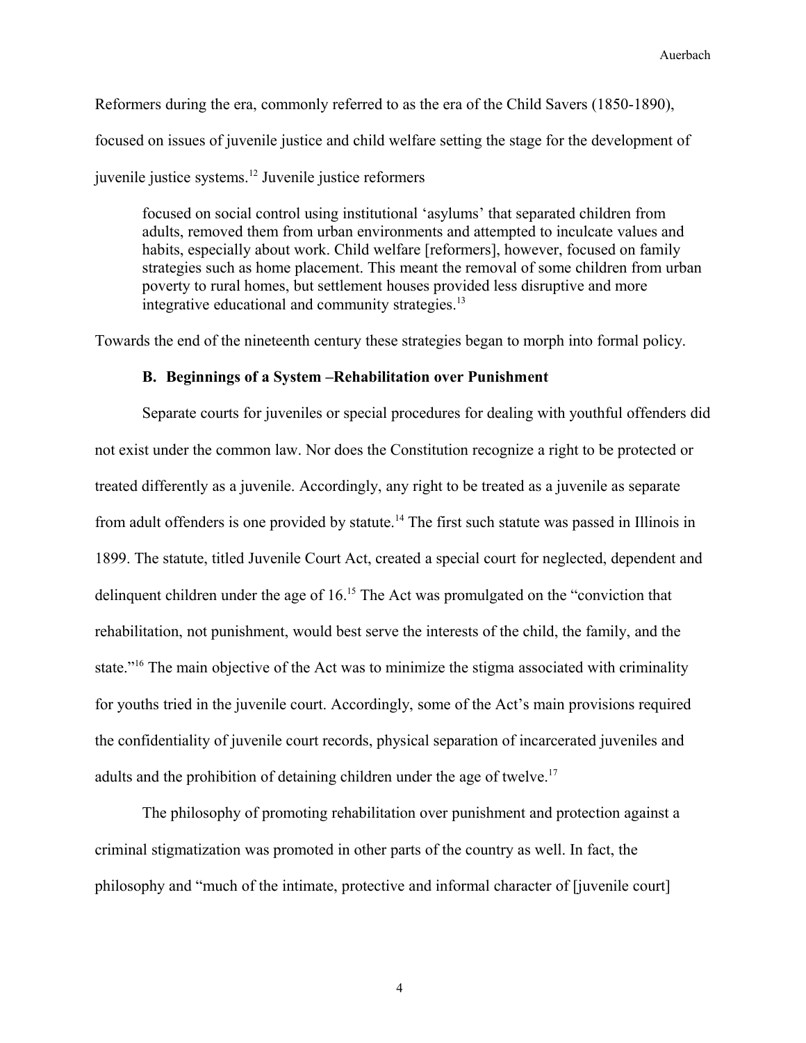Reformers during the era, commonly referred to as the era of the Child Savers (1850-1890), focused on issues of juvenile justice and child welfare setting the stage for the development of juvenile justice systems.[12] Juvenile justice reformers

> focused on social control using institutional 'asylums' that separated children from adults, removed them from urban environments and attempted to inculcate values and habits, especially about work. Child welfare [reformers], however, focused on family strategies such as home placement. This meant the removal of some children from urban poverty to rural homes, but settlement houses provided less disruptive and more integrative educational and community strategies.[13]

Towards the end of the nineteenth century these strategies began to morph into formal policy.

### B. Beginnings of a System –Rehabilitation over Punishment

Separate courts for juveniles or special procedures for dealing with youthful offenders did not exist under the common law. Nor does the Constitution recognize a right to be protected or treated differently as a juvenile. Accordingly, any right to be treated as a juvenile as separate from adult offenders is one provided by statute.[14] The first such statute was passed in Illinois in 1899. The statute, titled Juvenile Court Act, created a special court for neglected, dependent and delinquent children under the age of 16.[15] The Act was promulgated on the "conviction that rehabilitation, not punishment, would best serve the interests of the child, the family, and the state."[16] The main objective of the Act was to minimize the stigma associated with criminality for youths tried in the juvenile court. Accordingly, some of the Act's main provisions required the confidentiality of juvenile court records, physical separation of incarcerated juveniles and adults and the prohibition of detaining children under the age of twelve.[17]

The philosophy of promoting rehabilitation over punishment and protection against a criminal stigmatization was promoted in other parts of the country as well. In fact, the philosophy and "much of the intimate, protective and informal character of [juvenile court]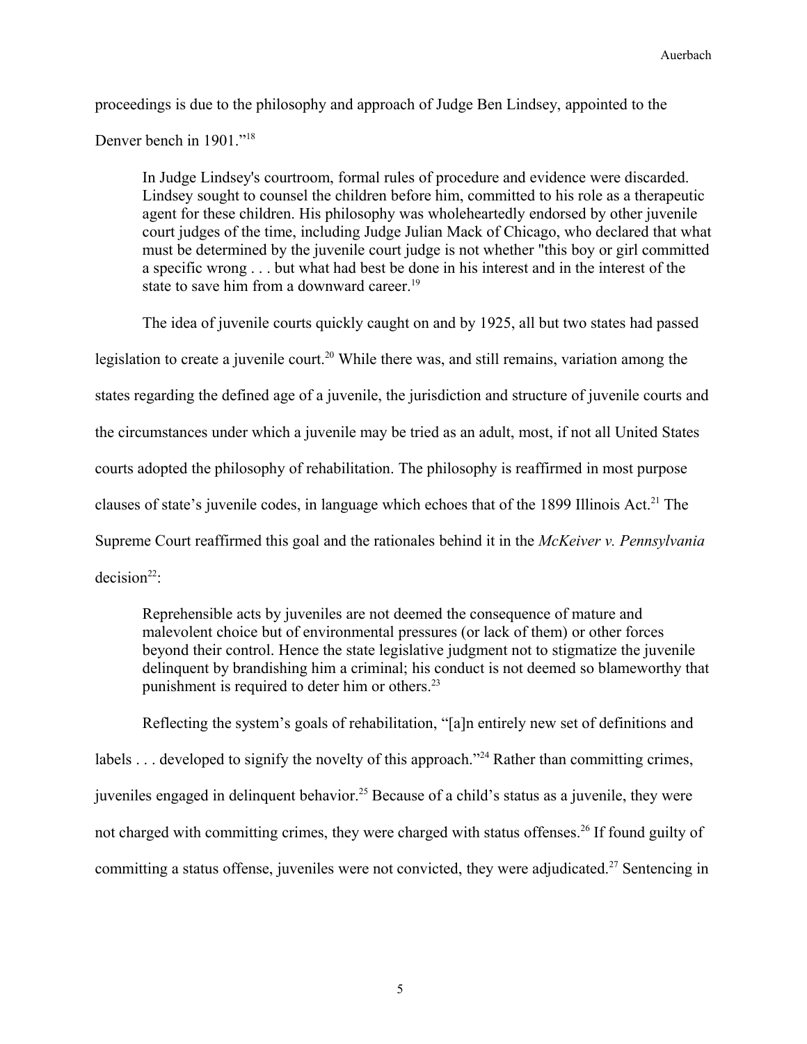proceedings is due to the philosophy and approach of Judge Ben Lindsey, appointed to the Denver bench in 1901."[18]

> In Judge Lindsey's courtroom, formal rules of procedure and evidence were discarded. Lindsey sought to counsel the children before him, committed to his role as a therapeutic agent for these children. His philosophy was wholeheartedly endorsed by other juvenile court judges of the time, including Judge Julian Mack of Chicago, who declared that what must be determined by the juvenile court judge is not whether "this boy or girl committed a specific wrong . . . but what had best be done in his interest and in the interest of the state to save him from a downward career.[19]

The idea of juvenile courts quickly caught on and by 1925, all but two states had passed legislation to create a juvenile court.[20] While there was, and still remains, variation among the states regarding the defined age of a juvenile, the jurisdiction and structure of juvenile courts and the circumstances under which a juvenile may be tried as an adult, most, if not all United States courts adopted the philosophy of rehabilitation. The philosophy is reaffirmed in most purpose clauses of state's juvenile codes, in language which echoes that of the 1899 Illinois Act.[21] The Supreme Court reaffirmed this goal and the rationales behind it in the *McKeiver v. Pennsylvania* decision[22]:

> Reprehensible acts by juveniles are not deemed the consequence of mature and malevolent choice but of environmental pressures (or lack of them) or other forces beyond their control. Hence the state legislative judgment not to stigmatize the juvenile delinquent by brandishing him a criminal; his conduct is not deemed so blameworthy that punishment is required to deter him or others.[23]

Reflecting the system's goals of rehabilitation, "[a]n entirely new set of definitions and labels . . . developed to signify the novelty of this approach."[24] Rather than committing crimes, juveniles engaged in delinquent behavior.[25] Because of a child's status as a juvenile, they were not charged with committing crimes, they were charged with status offenses.[26] If found guilty of committing a status offense, juveniles were not convicted, they were adjudicated.[27] Sentencing in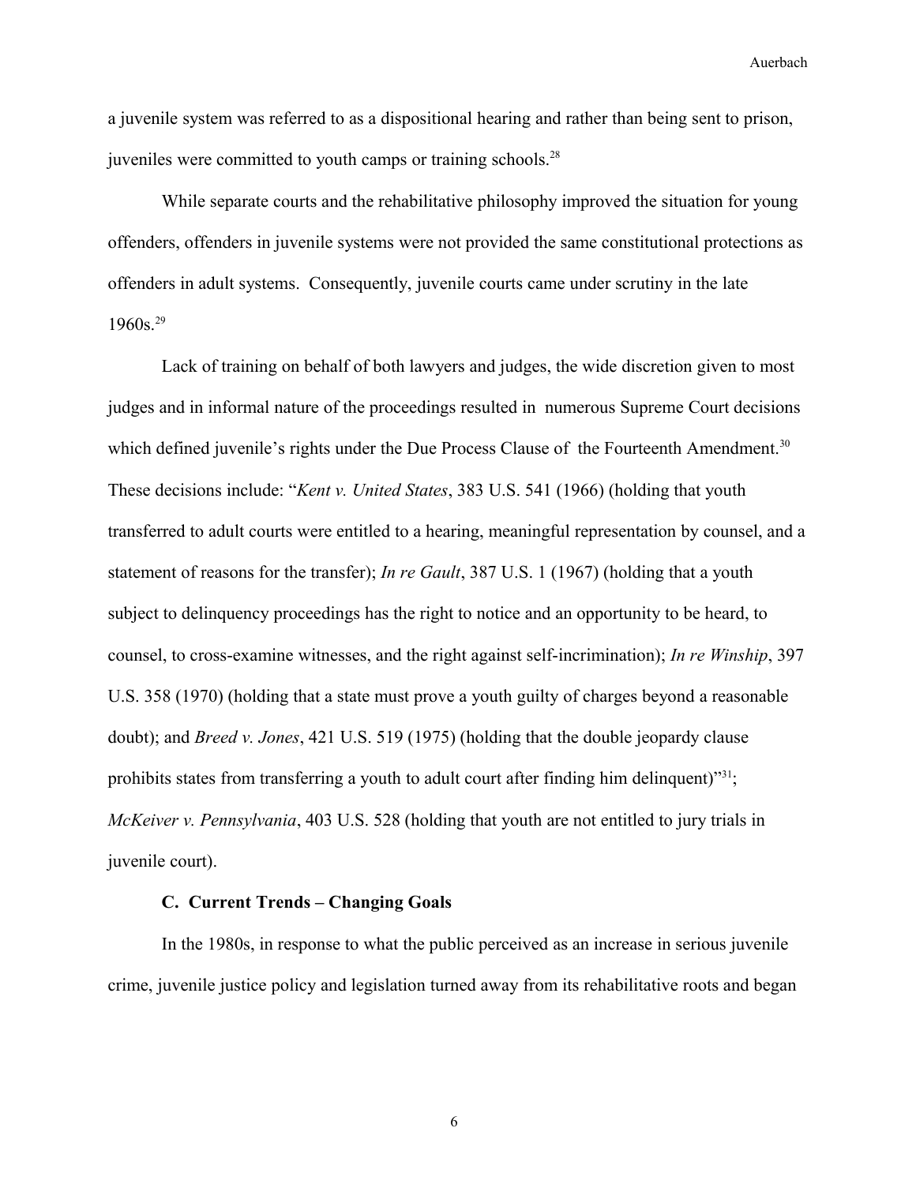a juvenile system was referred to as a dispositional hearing and rather than being sent to prison, juveniles were committed to youth camps or training schools.[28]

While separate courts and the rehabilitative philosophy improved the situation for young offenders, offenders in juvenile systems were not provided the same constitutional protections as offenders in adult systems. Consequently, juvenile courts came under scrutiny in the late 1960s.[29]

Lack of training on behalf of both lawyers and judges, the wide discretion given to most judges and in informal nature of the proceedings resulted in numerous Supreme Court decisions which defined juvenile's rights under the Due Process Clause of the Fourteenth Amendment.[30] These decisions include: "*Kent v. United States*, 383 U.S. 541 (1966) (holding that youth transferred to adult courts were entitled to a hearing, meaningful representation by counsel, and a statement of reasons for the transfer); *In re Gault*, 387 U.S. 1 (1967) (holding that a youth subject to delinquency proceedings has the right to notice and an opportunity to be heard, to counsel, to cross-examine witnesses, and the right against self-incrimination); *In re Winship*, 397 U.S. 358 (1970) (holding that a state must prove a youth guilty of charges beyond a reasonable doubt); and *Breed v. Jones*, 421 U.S. 519 (1975) (holding that the double jeopardy clause prohibits states from transferring a youth to adult court after finding him delinquent)"[31]; *McKeiver v. Pennsylvania*, 403 U.S. 528 (holding that youth are not entitled to jury trials in juvenile court).

### C. Current Trends – Changing Goals

In the 1980s, in response to what the public perceived as an increase in serious juvenile crime, juvenile justice policy and legislation turned away from its rehabilitative roots and began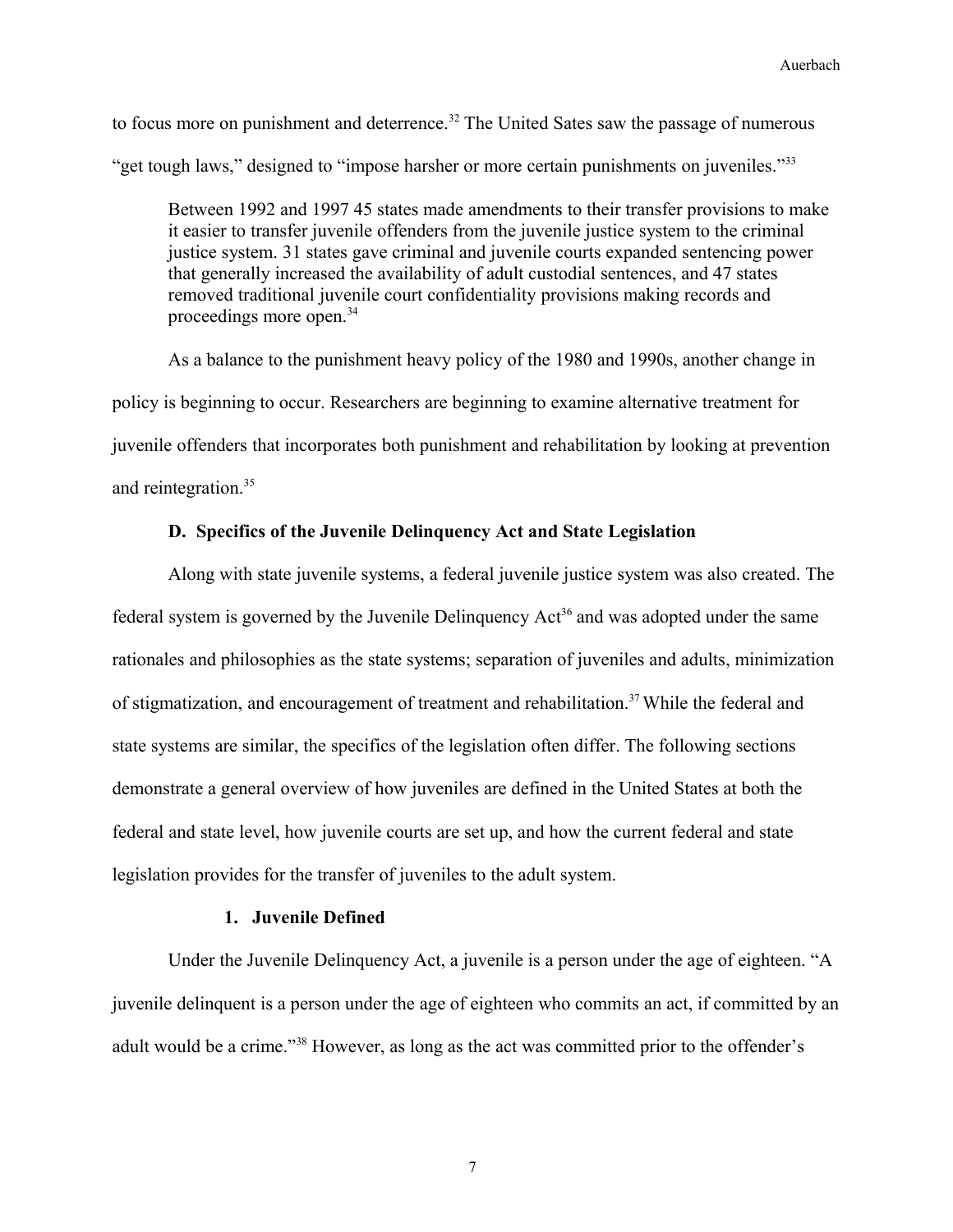to focus more on punishment and deterrence.[32] The United Sates saw the passage of numerous "get tough laws," designed to "impose harsher or more certain punishments on juveniles."[33]

> Between 1992 and 1997 45 states made amendments to their transfer provisions to make it easier to transfer juvenile offenders from the juvenile justice system to the criminal justice system. 31 states gave criminal and juvenile courts expanded sentencing power that generally increased the availability of adult custodial sentences, and 47 states removed traditional juvenile court confidentiality provisions making records and proceedings more open.[34]

As a balance to the punishment heavy policy of the 1980 and 1990s, another change in policy is beginning to occur. Researchers are beginning to examine alternative treatment for juvenile offenders that incorporates both punishment and rehabilitation by looking at prevention and reintegration.[35]

### D. Specifics of the Juvenile Delinquency Act and State Legislation

Along with state juvenile systems, a federal juvenile justice system was also created. The federal system is governed by the Juvenile Delinquency Act[36] and was adopted under the same rationales and philosophies as the state systems; separation of juveniles and adults, minimization of stigmatization, and encouragement of treatment and rehabilitation.[37] While the federal and state systems are similar, the specifics of the legislation often differ. The following sections demonstrate a general overview of how juveniles are defined in the United States at both the federal and state level, how juvenile courts are set up, and how the current federal and state legislation provides for the transfer of juveniles to the adult system.

#### 1. Juvenile Defined

Under the Juvenile Delinquency Act, a juvenile is a person under the age of eighteen. "A juvenile delinquent is a person under the age of eighteen who commits an act, if committed by an adult would be a crime."[38] However, as long as the act was committed prior to the offender's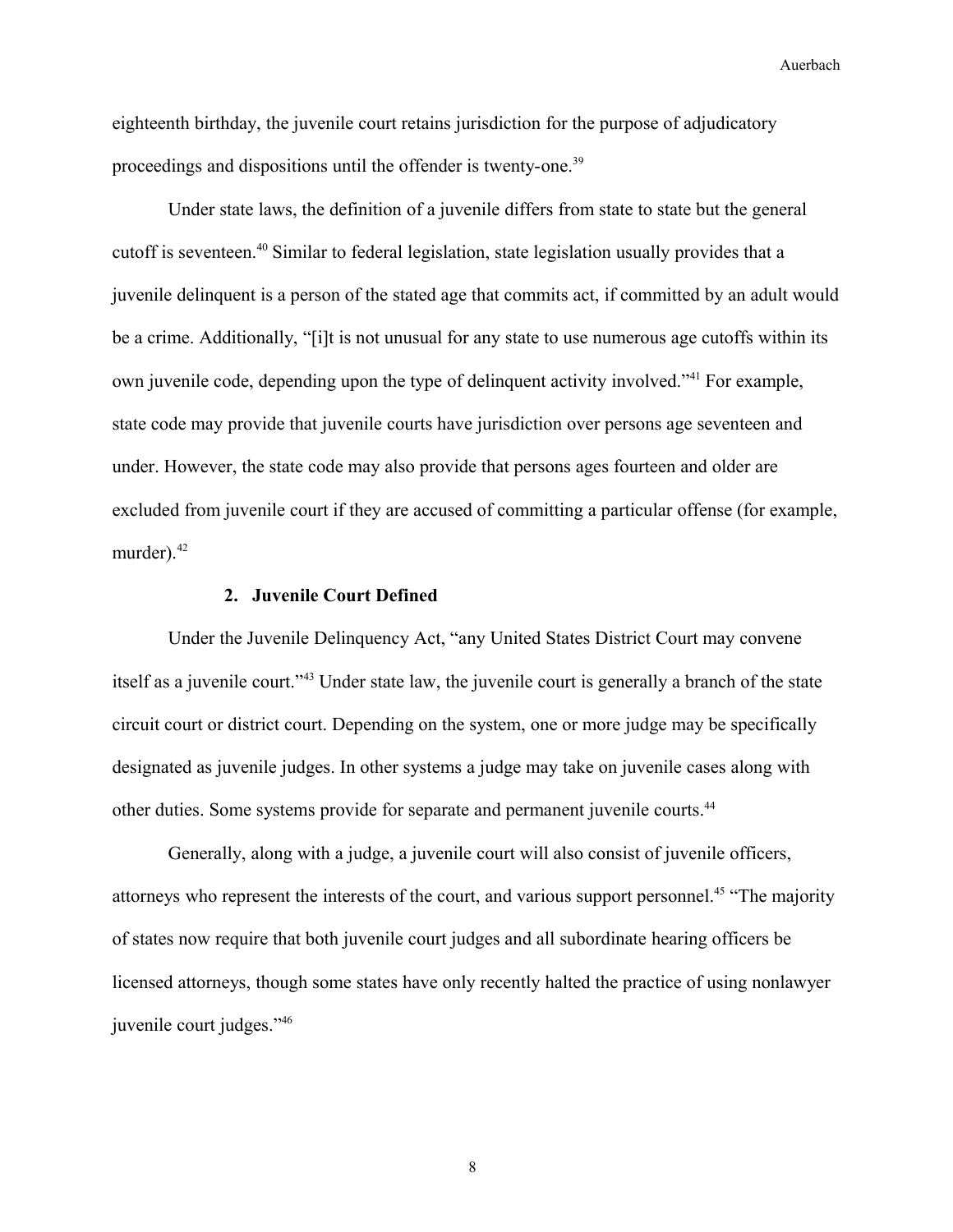eighteenth birthday, the juvenile court retains jurisdiction for the purpose of adjudicatory proceedings and dispositions until the offender is twenty-one.[39]

Under state laws, the definition of a juvenile differs from state to state but the general cutoff is seventeen.[40] Similar to federal legislation, state legislation usually provides that a juvenile delinquent is a person of the stated age that commits act, if committed by an adult would be a crime. Additionally, "[i]t is not unusual for any state to use numerous age cutoffs within its own juvenile code, depending upon the type of delinquent activity involved."[41] For example, state code may provide that juvenile courts have jurisdiction over persons age seventeen and under. However, the state code may also provide that persons ages fourteen and older are excluded from juvenile court if they are accused of committing a particular offense (for example, murder).[42]

### 2. Juvenile Court Defined

Under the Juvenile Delinquency Act, "any United States District Court may convene itself as a juvenile court."[43] Under state law, the juvenile court is generally a branch of the state circuit court or district court. Depending on the system, one or more judge may be specifically designated as juvenile judges. In other systems a judge may take on juvenile cases along with other duties. Some systems provide for separate and permanent juvenile courts.[44]

Generally, along with a judge, a juvenile court will also consist of juvenile officers, attorneys who represent the interests of the court, and various support personnel.[45] "The majority of states now require that both juvenile court judges and all subordinate hearing officers be licensed attorneys, though some states have only recently halted the practice of using nonlawyer juvenile court judges."[46]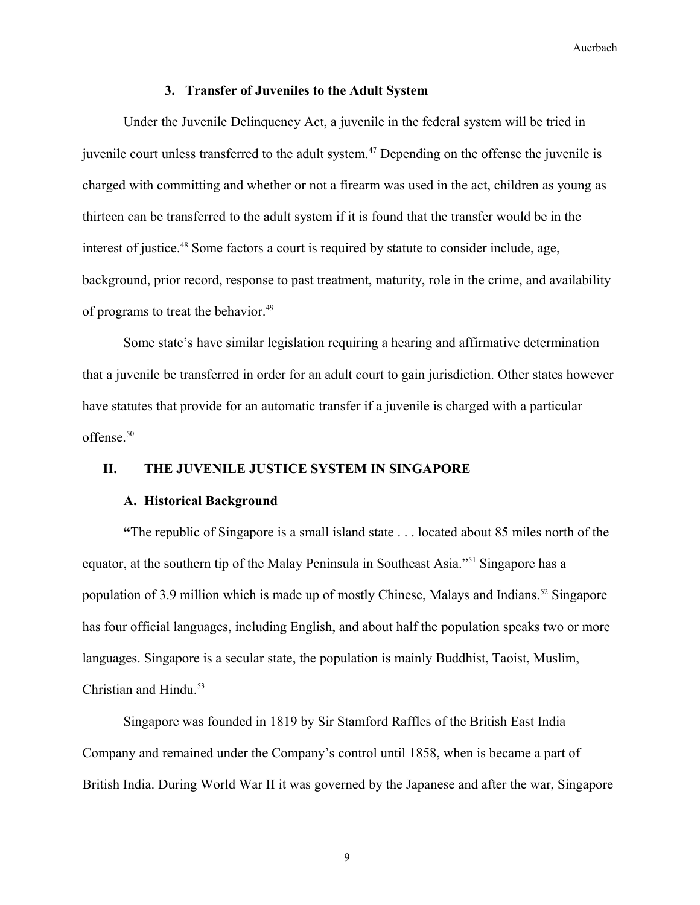### 3. Transfer of Juveniles to the Adult System

Under the Juvenile Delinquency Act, a juvenile in the federal system will be tried in juvenile court unless transferred to the adult system.[47] Depending on the offense the juvenile is charged with committing and whether or not a firearm was used in the act, children as young as thirteen can be transferred to the adult system if it is found that the transfer would be in the interest of justice.[48] Some factors a court is required by statute to consider include, age, background, prior record, response to past treatment, maturity, role in the crime, and availability of programs to treat the behavior.[49]

Some state's have similar legislation requiring a hearing and affirmative determination that a juvenile be transferred in order for an adult court to gain jurisdiction. Other states however have statutes that provide for an automatic transfer if a juvenile is charged with a particular offense.[50]

## II. THE JUVENILE JUSTICE SYSTEM IN SINGAPORE

### A. Historical Background

**"**The republic of Singapore is a small island state . . . located about 85 miles north of the equator, at the southern tip of the Malay Peninsula in Southeast Asia."[51] Singapore has a population of 3.9 million which is made up of mostly Chinese, Malays and Indians.[52] Singapore has four official languages, including English, and about half the population speaks two or more languages. Singapore is a secular state, the population is mainly Buddhist, Taoist, Muslim, Christian and Hindu.[53]

Singapore was founded in 1819 by Sir Stamford Raffles of the British East India Company and remained under the Company's control until 1858, when is became a part of British India. During World War II it was governed by the Japanese and after the war, Singapore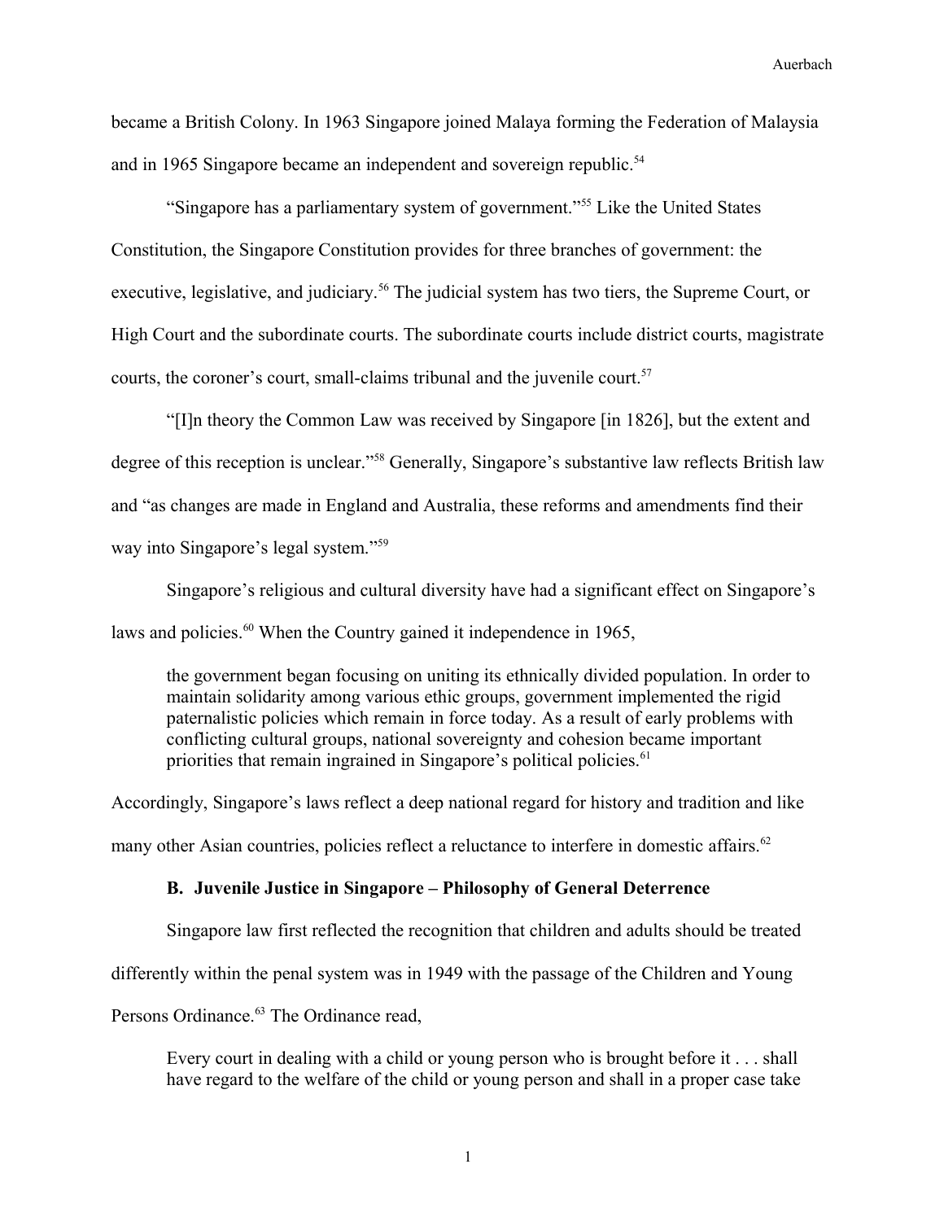became a British Colony. In 1963 Singapore joined Malaya forming the Federation of Malaysia and in 1965 Singapore became an independent and sovereign republic.[54]

"Singapore has a parliamentary system of government."[55] Like the United States Constitution, the Singapore Constitution provides for three branches of government: the executive, legislative, and judiciary.[56] The judicial system has two tiers, the Supreme Court, or High Court and the subordinate courts. The subordinate courts include district courts, magistrate courts, the coroner's court, small-claims tribunal and the juvenile court.[57]

"[I]n theory the Common Law was received by Singapore [in 1826], but the extent and degree of this reception is unclear."[58] Generally, Singapore's substantive law reflects British law and "as changes are made in England and Australia, these reforms and amendments find their way into Singapore's legal system."[59]

Singapore's religious and cultural diversity have had a significant effect on Singapore's laws and policies.[60] When the Country gained it independence in 1965,

> the government began focusing on uniting its ethnically divided population. In order to maintain solidarity among various ethic groups, government implemented the rigid paternalistic policies which remain in force today. As a result of early problems with conflicting cultural groups, national sovereignty and cohesion became important priorities that remain ingrained in Singapore's political policies.[61]

Accordingly, Singapore's laws reflect a deep national regard for history and tradition and like many other Asian countries, policies reflect a reluctance to interfere in domestic affairs.[62]

### B. Juvenile Justice in Singapore – Philosophy of General Deterrence

Singapore law first reflected the recognition that children and adults should be treated differently within the penal system was in 1949 with the passage of the Children and Young Persons Ordinance.[63] The Ordinance read,

> Every court in dealing with a child or young person who is brought before it . . . shall have regard to the welfare of the child or young person and shall in a proper case take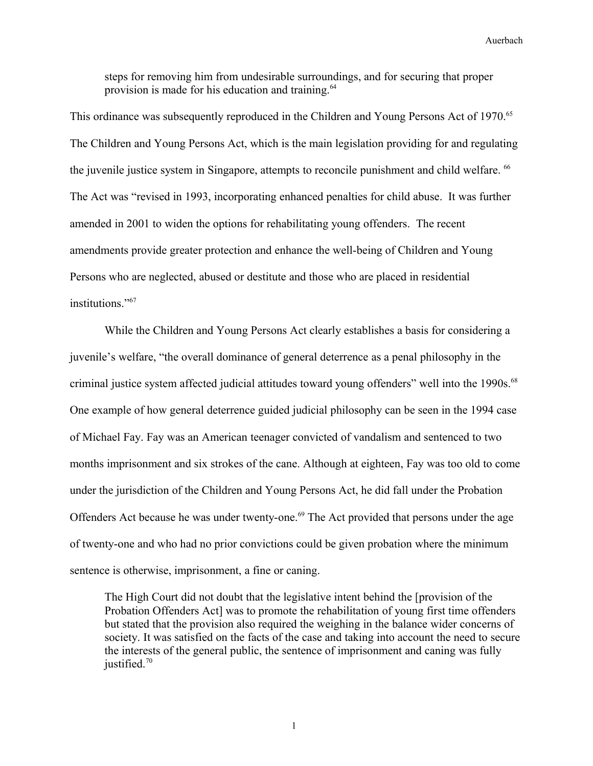> steps for removing him from undesirable surroundings, and for securing that proper provision is made for his education and training.[64]

This ordinance was subsequently reproduced in the Children and Young Persons Act of 1970.[65] The Children and Young Persons Act, which is the main legislation providing for and regulating the juvenile justice system in Singapore, attempts to reconcile punishment and child welfare. [66] The Act was "revised in 1993, incorporating enhanced penalties for child abuse. It was further amended in 2001 to widen the options for rehabilitating young offenders. The recent amendments provide greater protection and enhance the well-being of Children and Young Persons who are neglected, abused or destitute and those who are placed in residential institutions."[67]

While the Children and Young Persons Act clearly establishes a basis for considering a juvenile's welfare, "the overall dominance of general deterrence as a penal philosophy in the criminal justice system affected judicial attitudes toward young offenders" well into the 1990s.[68] One example of how general deterrence guided judicial philosophy can be seen in the 1994 case of Michael Fay. Fay was an American teenager convicted of vandalism and sentenced to two months imprisonment and six strokes of the cane. Although at eighteen, Fay was too old to come under the jurisdiction of the Children and Young Persons Act, he did fall under the Probation Offenders Act because he was under twenty-one.[69] The Act provided that persons under the age of twenty-one and who had no prior convictions could be given probation where the minimum sentence is otherwise, imprisonment, a fine or caning.

> The High Court did not doubt that the legislative intent behind the [provision of the Probation Offenders Act] was to promote the rehabilitation of young first time offenders but stated that the provision also required the weighing in the balance wider concerns of society. It was satisfied on the facts of the case and taking into account the need to secure the interests of the general public, the sentence of imprisonment and caning was fully justified.[70]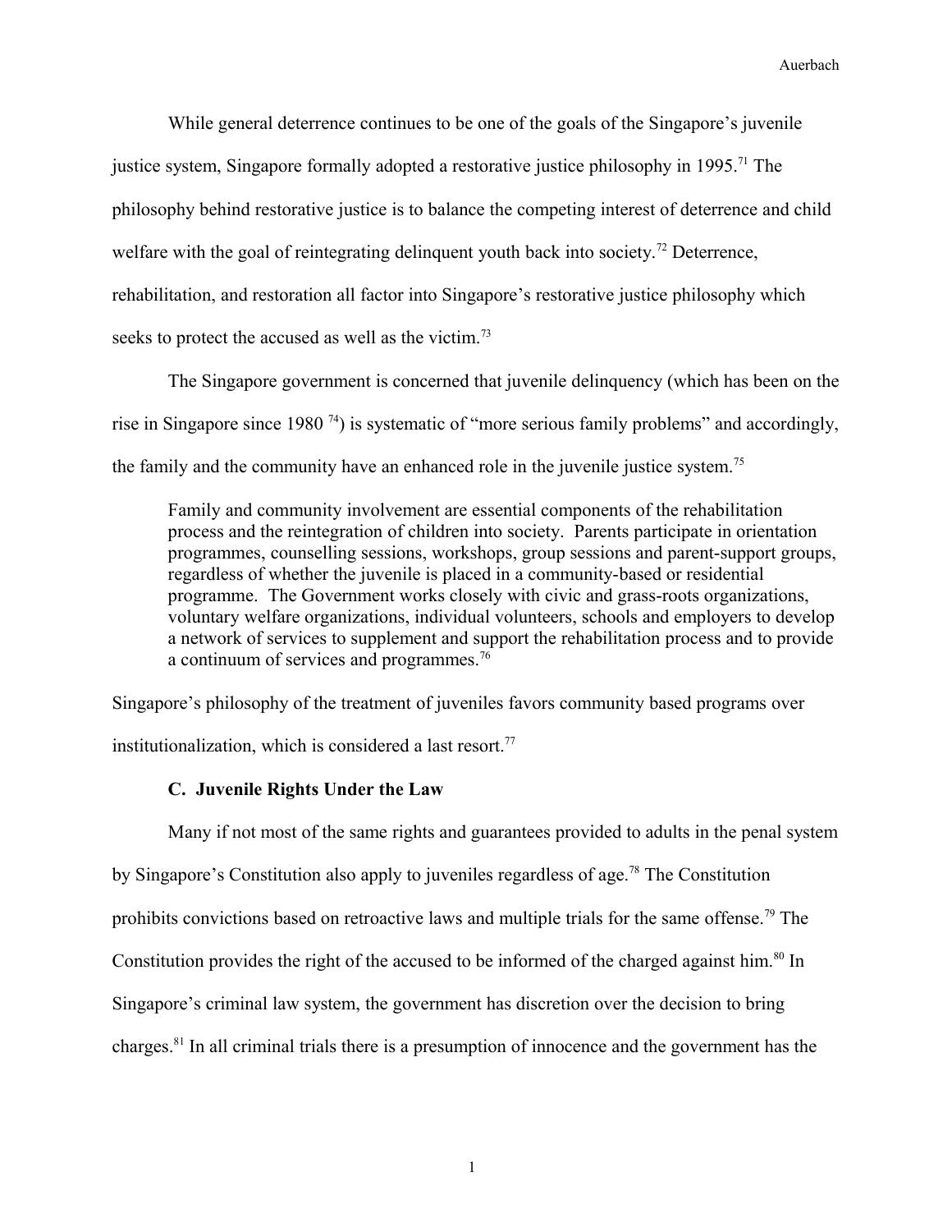While general deterrence continues to be one of the goals of the Singapore's juvenile justice system, Singapore formally adopted a restorative justice philosophy in 1995.[71] The philosophy behind restorative justice is to balance the competing interest of deterrence and child welfare with the goal of reintegrating delinquent youth back into society.[72] Deterrence, rehabilitation, and restoration all factor into Singapore's restorative justice philosophy which seeks to protect the accused as well as the victim.[73]

The Singapore government is concerned that juvenile delinquency (which has been on the rise in Singapore since 1980 [74]) is systematic of "more serious family problems" and accordingly, the family and the community have an enhanced role in the juvenile justice system.[75]

> Family and community involvement are essential components of the rehabilitation process and the reintegration of children into society. Parents participate in orientation programmes, counselling sessions, workshops, group sessions and parent-support groups, regardless of whether the juvenile is placed in a community-based or residential programme. The Government works closely with civic and grass-roots organizations, voluntary welfare organizations, individual volunteers, schools and employers to develop a network of services to supplement and support the rehabilitation process and to provide a continuum of services and programmes.[76]

Singapore's philosophy of the treatment of juveniles favors community based programs over institutionalization, which is considered a last resort.[77]

### C. Juvenile Rights Under the Law

Many if not most of the same rights and guarantees provided to adults in the penal system by Singapore's Constitution also apply to juveniles regardless of age.[78] The Constitution prohibits convictions based on retroactive laws and multiple trials for the same offense.[79] The Constitution provides the right of the accused to be informed of the charged against him.[80] In Singapore's criminal law system, the government has discretion over the decision to bring charges.[81] In all criminal trials there is a presumption of innocence and the government has the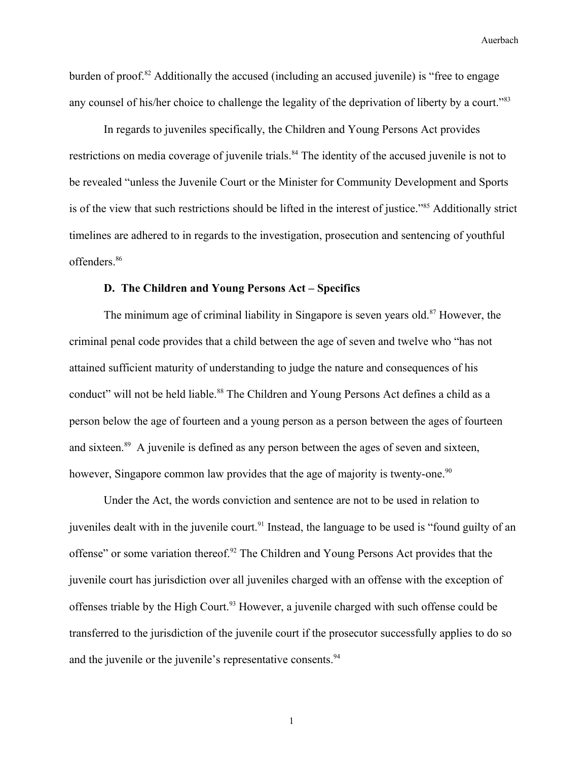burden of proof.[82] Additionally the accused (including an accused juvenile) is "free to engage any counsel of his/her choice to challenge the legality of the deprivation of liberty by a court."[83]

In regards to juveniles specifically, the Children and Young Persons Act provides restrictions on media coverage of juvenile trials.[84] The identity of the accused juvenile is not to be revealed "unless the Juvenile Court or the Minister for Community Development and Sports is of the view that such restrictions should be lifted in the interest of justice."[85] Additionally strict timelines are adhered to in regards to the investigation, prosecution and sentencing of youthful offenders.[86]

### D. The Children and Young Persons Act – Specifics

The minimum age of criminal liability in Singapore is seven years old.[87] However, the criminal penal code provides that a child between the age of seven and twelve who "has not attained sufficient maturity of understanding to judge the nature and consequences of his conduct" will not be held liable.[88] The Children and Young Persons Act defines a child as a person below the age of fourteen and a young person as a person between the ages of fourteen and sixteen.[89] A juvenile is defined as any person between the ages of seven and sixteen, however, Singapore common law provides that the age of majority is twenty-one.[90]

Under the Act, the words conviction and sentence are not to be used in relation to juveniles dealt with in the juvenile court.[91] Instead, the language to be used is "found guilty of an offense" or some variation thereof.[92] The Children and Young Persons Act provides that the juvenile court has jurisdiction over all juveniles charged with an offense with the exception of offenses triable by the High Court.[93] However, a juvenile charged with such offense could be transferred to the jurisdiction of the juvenile court if the prosecutor successfully applies to do so and the juvenile or the juvenile's representative consents.[94]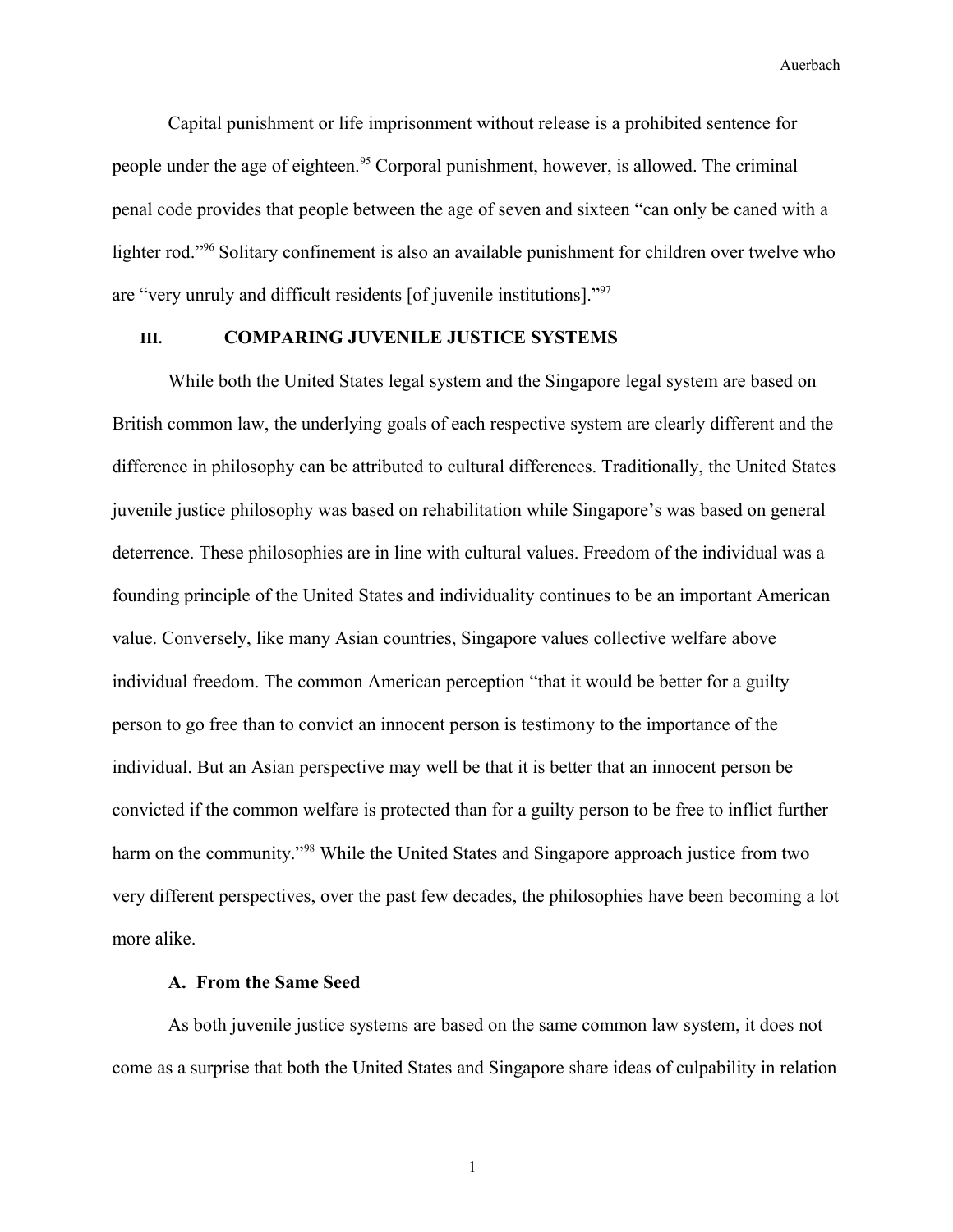Capital punishment or life imprisonment without release is a prohibited sentence for people under the age of eighteen.[95] Corporal punishment, however, is allowed. The criminal penal code provides that people between the age of seven and sixteen "can only be caned with a lighter rod."[96] Solitary confinement is also an available punishment for children over twelve who are "very unruly and difficult residents [of juvenile institutions]."[97]

## III. COMPARING JUVENILE JUSTICE SYSTEMS

While both the United States legal system and the Singapore legal system are based on British common law, the underlying goals of each respective system are clearly different and the difference in philosophy can be attributed to cultural differences. Traditionally, the United States juvenile justice philosophy was based on rehabilitation while Singapore's was based on general deterrence. These philosophies are in line with cultural values. Freedom of the individual was a founding principle of the United States and individuality continues to be an important American value. Conversely, like many Asian countries, Singapore values collective welfare above individual freedom. The common American perception "that it would be better for a guilty person to go free than to convict an innocent person is testimony to the importance of the individual. But an Asian perspective may well be that it is better that an innocent person be convicted if the common welfare is protected than for a guilty person to be free to inflict further harm on the community."[98] While the United States and Singapore approach justice from two very different perspectives, over the past few decades, the philosophies have been becoming a lot more alike.

### A. From the Same Seed

As both juvenile justice systems are based on the same common law system, it does not come as a surprise that both the United States and Singapore share ideas of culpability in relation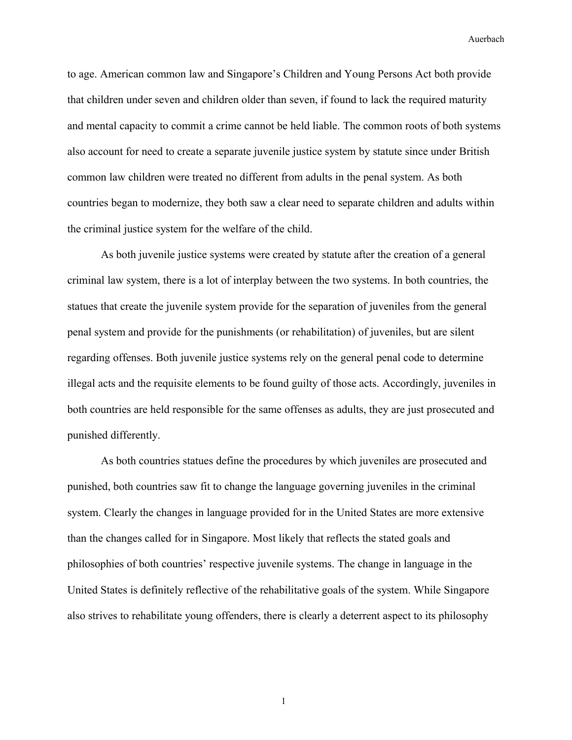to age. American common law and Singapore's Children and Young Persons Act both provide that children under seven and children older than seven, if found to lack the required maturity and mental capacity to commit a crime cannot be held liable. The common roots of both systems also account for need to create a separate juvenile justice system by statute since under British common law children were treated no different from adults in the penal system. As both countries began to modernize, they both saw a clear need to separate children and adults within the criminal justice system for the welfare of the child.

As both juvenile justice systems were created by statute after the creation of a general criminal law system, there is a lot of interplay between the two systems. In both countries, the statues that create the juvenile system provide for the separation of juveniles from the general penal system and provide for the punishments (or rehabilitation) of juveniles, but are silent regarding offenses. Both juvenile justice systems rely on the general penal code to determine illegal acts and the requisite elements to be found guilty of those acts. Accordingly, juveniles in both countries are held responsible for the same offenses as adults, they are just prosecuted and punished differently.

As both countries statues define the procedures by which juveniles are prosecuted and punished, both countries saw fit to change the language governing juveniles in the criminal system. Clearly the changes in language provided for in the United States are more extensive than the changes called for in Singapore. Most likely that reflects the stated goals and philosophies of both countries' respective juvenile systems. The change in language in the United States is definitely reflective of the rehabilitative goals of the system. While Singapore also strives to rehabilitate young offenders, there is clearly a deterrent aspect to its philosophy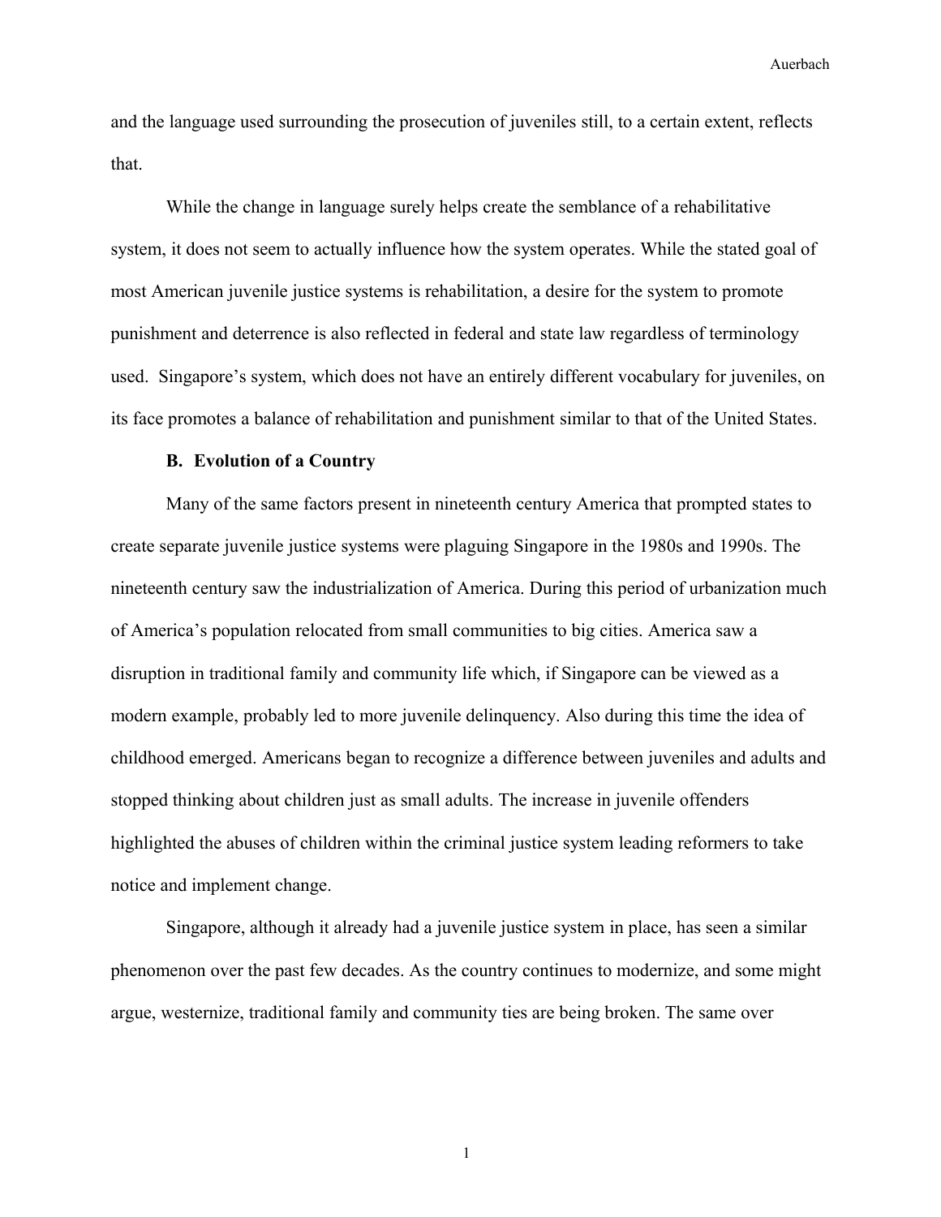and the language used surrounding the prosecution of juveniles still, to a certain extent, reflects that.

While the change in language surely helps create the semblance of a rehabilitative system, it does not seem to actually influence how the system operates. While the stated goal of most American juvenile justice systems is rehabilitation, a desire for the system to promote punishment and deterrence is also reflected in federal and state law regardless of terminology used. Singapore's system, which does not have an entirely different vocabulary for juveniles, on its face promotes a balance of rehabilitation and punishment similar to that of the United States.

### B. Evolution of a Country

Many of the same factors present in nineteenth century America that prompted states to create separate juvenile justice systems were plaguing Singapore in the 1980s and 1990s. The nineteenth century saw the industrialization of America. During this period of urbanization much of America's population relocated from small communities to big cities. America saw a disruption in traditional family and community life which, if Singapore can be viewed as a modern example, probably led to more juvenile delinquency. Also during this time the idea of childhood emerged. Americans began to recognize a difference between juveniles and adults and stopped thinking about children just as small adults. The increase in juvenile offenders highlighted the abuses of children within the criminal justice system leading reformers to take notice and implement change.

Singapore, although it already had a juvenile justice system in place, has seen a similar phenomenon over the past few decades. As the country continues to modernize, and some might argue, westernize, traditional family and community ties are being broken. The same over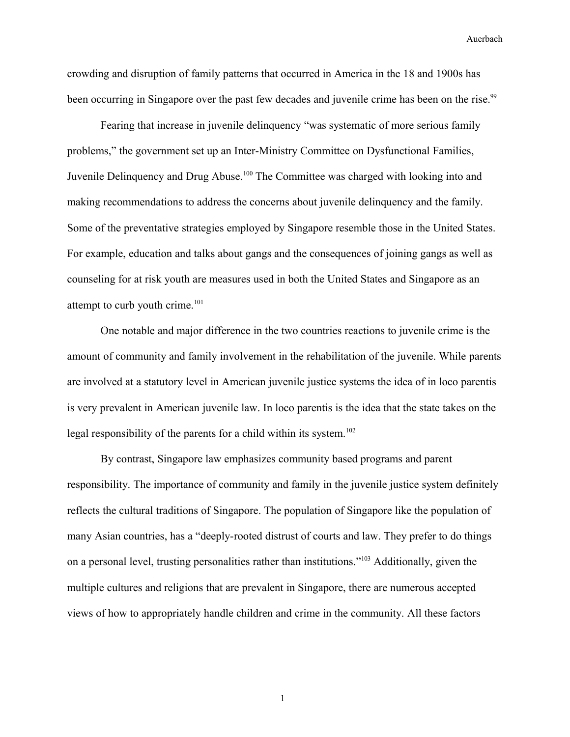crowding and disruption of family patterns that occurred in America in the 18 and 1900s has been occurring in Singapore over the past few decades and juvenile crime has been on the rise.[99]

Fearing that increase in juvenile delinquency "was systematic of more serious family problems," the government set up an Inter-Ministry Committee on Dysfunctional Families, Juvenile Delinquency and Drug Abuse.[100] The Committee was charged with looking into and making recommendations to address the concerns about juvenile delinquency and the family. Some of the preventative strategies employed by Singapore resemble those in the United States. For example, education and talks about gangs and the consequences of joining gangs as well as counseling for at risk youth are measures used in both the United States and Singapore as an attempt to curb youth crime.[101]

One notable and major difference in the two countries reactions to juvenile crime is the amount of community and family involvement in the rehabilitation of the juvenile. While parents are involved at a statutory level in American juvenile justice systems the idea of in loco parentis is very prevalent in American juvenile law. In loco parentis is the idea that the state takes on the legal responsibility of the parents for a child within its system.[102]

By contrast, Singapore law emphasizes community based programs and parent responsibility. The importance of community and family in the juvenile justice system definitely reflects the cultural traditions of Singapore. The population of Singapore like the population of many Asian countries, has a "deeply-rooted distrust of courts and law. They prefer to do things on a personal level, trusting personalities rather than institutions."[103] Additionally, given the multiple cultures and religions that are prevalent in Singapore, there are numerous accepted views of how to appropriately handle children and crime in the community. All these factors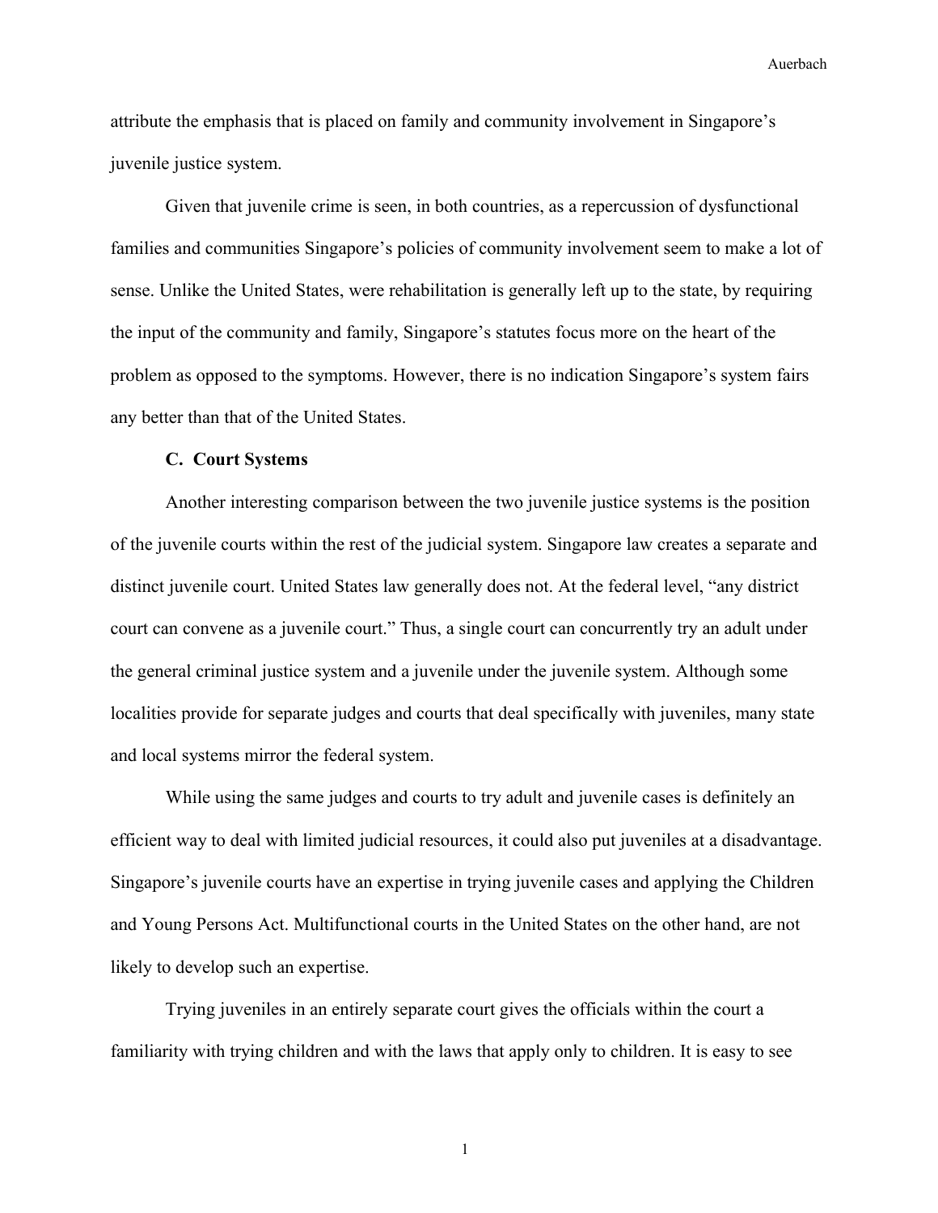attribute the emphasis that is placed on family and community involvement in Singapore's juvenile justice system.

Given that juvenile crime is seen, in both countries, as a repercussion of dysfunctional families and communities Singapore's policies of community involvement seem to make a lot of sense. Unlike the United States, were rehabilitation is generally left up to the state, by requiring the input of the community and family, Singapore's statutes focus more on the heart of the problem as opposed to the symptoms. However, there is no indication Singapore's system fairs any better than that of the United States.

### C. Court Systems

Another interesting comparison between the two juvenile justice systems is the position of the juvenile courts within the rest of the judicial system. Singapore law creates a separate and distinct juvenile court. United States law generally does not. At the federal level, "any district court can convene as a juvenile court." Thus, a single court can concurrently try an adult under the general criminal justice system and a juvenile under the juvenile system. Although some localities provide for separate judges and courts that deal specifically with juveniles, many state and local systems mirror the federal system.

While using the same judges and courts to try adult and juvenile cases is definitely an efficient way to deal with limited judicial resources, it could also put juveniles at a disadvantage. Singapore's juvenile courts have an expertise in trying juvenile cases and applying the Children and Young Persons Act. Multifunctional courts in the United States on the other hand, are not likely to develop such an expertise.

Trying juveniles in an entirely separate court gives the officials within the court a familiarity with trying children and with the laws that apply only to children. It is easy to see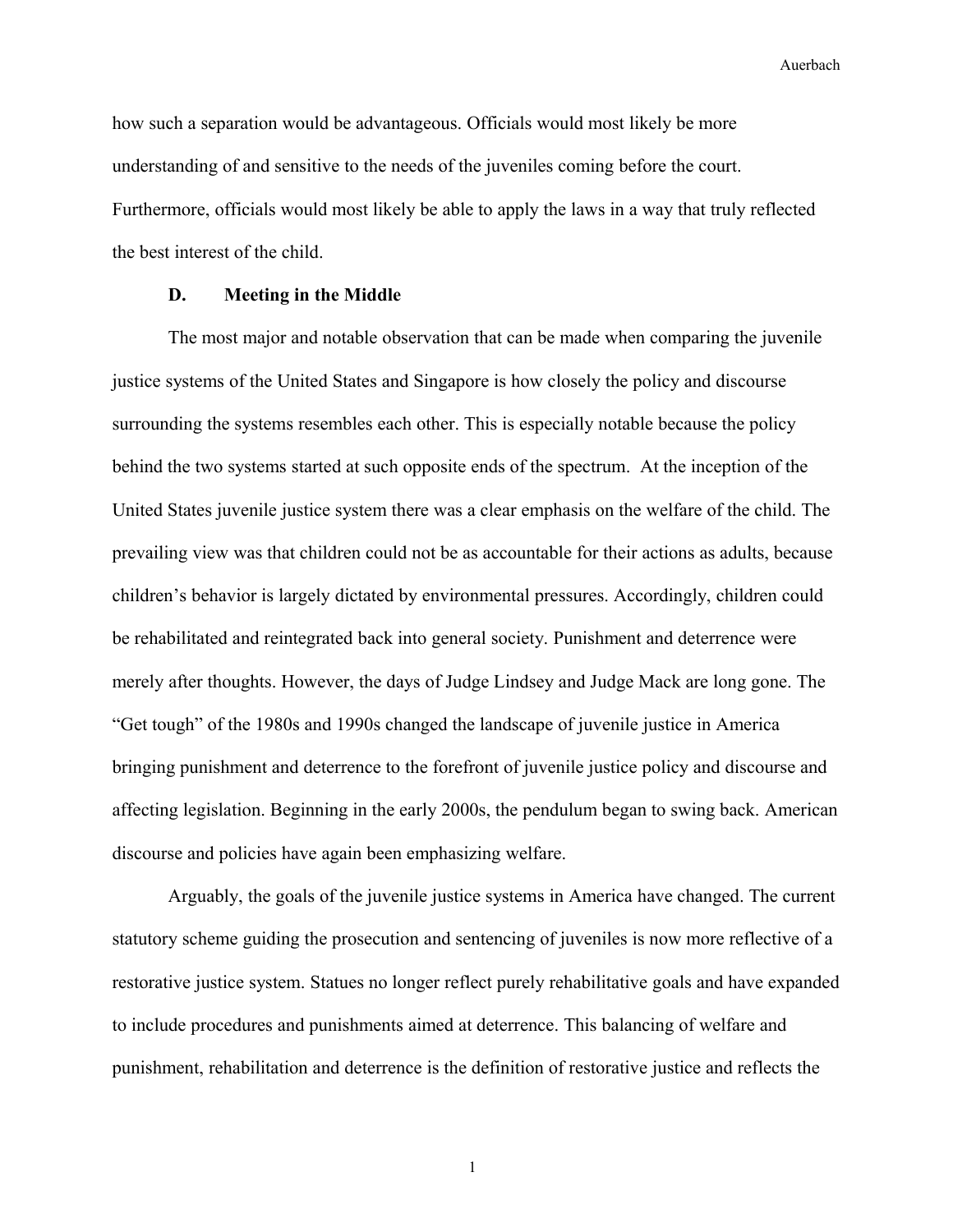how such a separation would be advantageous. Officials would most likely be more understanding of and sensitive to the needs of the juveniles coming before the court. Furthermore, officials would most likely be able to apply the laws in a way that truly reflected the best interest of the child.

### D. Meeting in the Middle

The most major and notable observation that can be made when comparing the juvenile justice systems of the United States and Singapore is how closely the policy and discourse surrounding the systems resembles each other. This is especially notable because the policy behind the two systems started at such opposite ends of the spectrum. At the inception of the United States juvenile justice system there was a clear emphasis on the welfare of the child. The prevailing view was that children could not be as accountable for their actions as adults, because children's behavior is largely dictated by environmental pressures. Accordingly, children could be rehabilitated and reintegrated back into general society. Punishment and deterrence were merely after thoughts. However, the days of Judge Lindsey and Judge Mack are long gone. The "Get tough" of the 1980s and 1990s changed the landscape of juvenile justice in America bringing punishment and deterrence to the forefront of juvenile justice policy and discourse and affecting legislation. Beginning in the early 2000s, the pendulum began to swing back. American discourse and policies have again been emphasizing welfare.

Arguably, the goals of the juvenile justice systems in America have changed. The current statutory scheme guiding the prosecution and sentencing of juveniles is now more reflective of a restorative justice system. Statues no longer reflect purely rehabilitative goals and have expanded to include procedures and punishments aimed at deterrence. This balancing of welfare and punishment, rehabilitation and deterrence is the definition of restorative justice and reflects the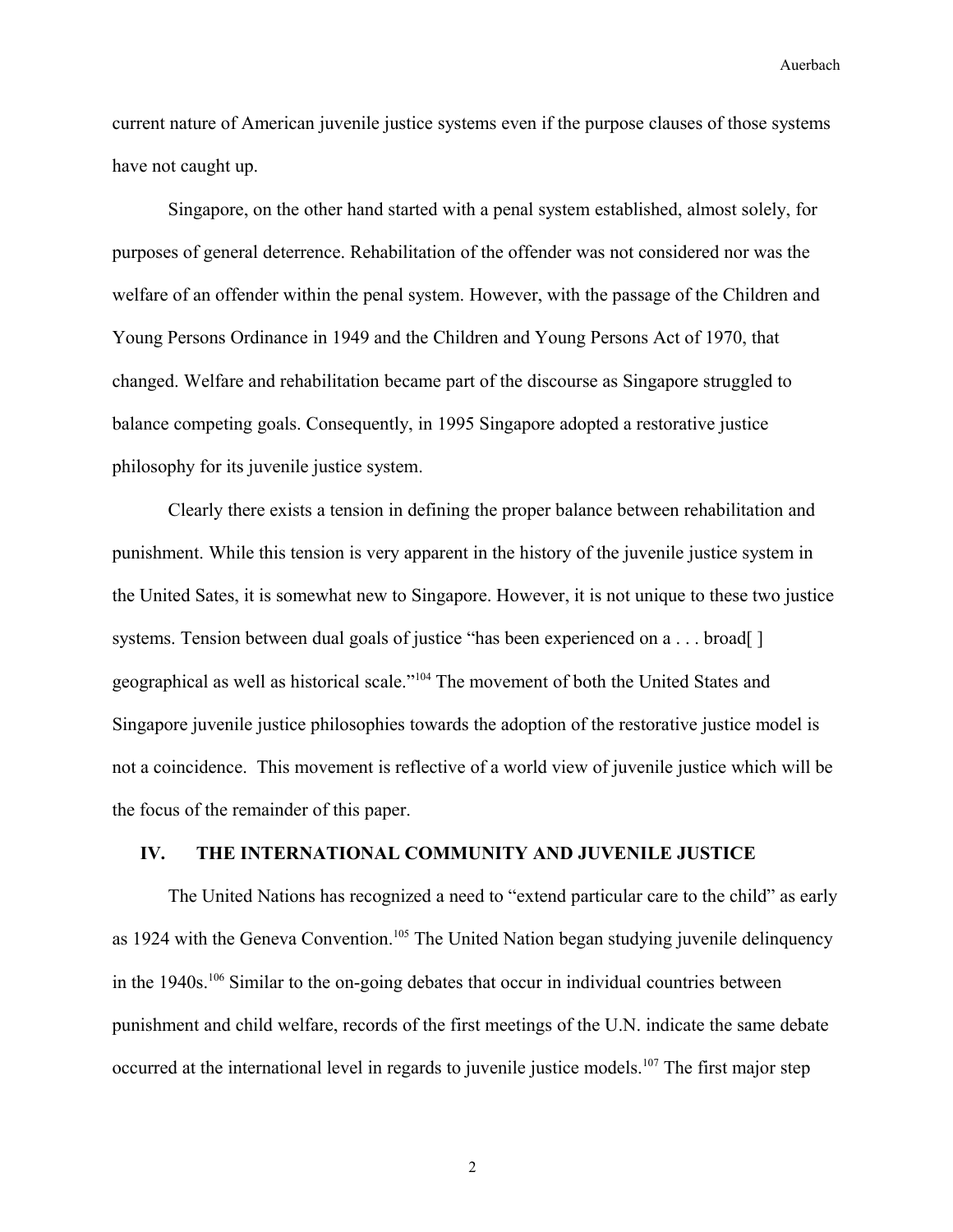current nature of American juvenile justice systems even if the purpose clauses of those systems have not caught up.

Singapore, on the other hand started with a penal system established, almost solely, for purposes of general deterrence. Rehabilitation of the offender was not considered nor was the welfare of an offender within the penal system. However, with the passage of the Children and Young Persons Ordinance in 1949 and the Children and Young Persons Act of 1970, that changed. Welfare and rehabilitation became part of the discourse as Singapore struggled to balance competing goals. Consequently, in 1995 Singapore adopted a restorative justice philosophy for its juvenile justice system.

Clearly there exists a tension in defining the proper balance between rehabilitation and punishment. While this tension is very apparent in the history of the juvenile justice system in the United Sates, it is somewhat new to Singapore. However, it is not unique to these two justice systems. Tension between dual goals of justice "has been experienced on a . . . broad[ ] geographical as well as historical scale."[104] The movement of both the United States and Singapore juvenile justice philosophies towards the adoption of the restorative justice model is not a coincidence. This movement is reflective of a world view of juvenile justice which will be the focus of the remainder of this paper.

## IV. THE INTERNATIONAL COMMUNITY AND JUVENILE JUSTICE

The United Nations has recognized a need to "extend particular care to the child" as early as 1924 with the Geneva Convention.[105] The United Nation began studying juvenile delinquency in the 1940s.[106] Similar to the on-going debates that occur in individual countries between punishment and child welfare, records of the first meetings of the U.N. indicate the same debate occurred at the international level in regards to juvenile justice models.[107] The first major step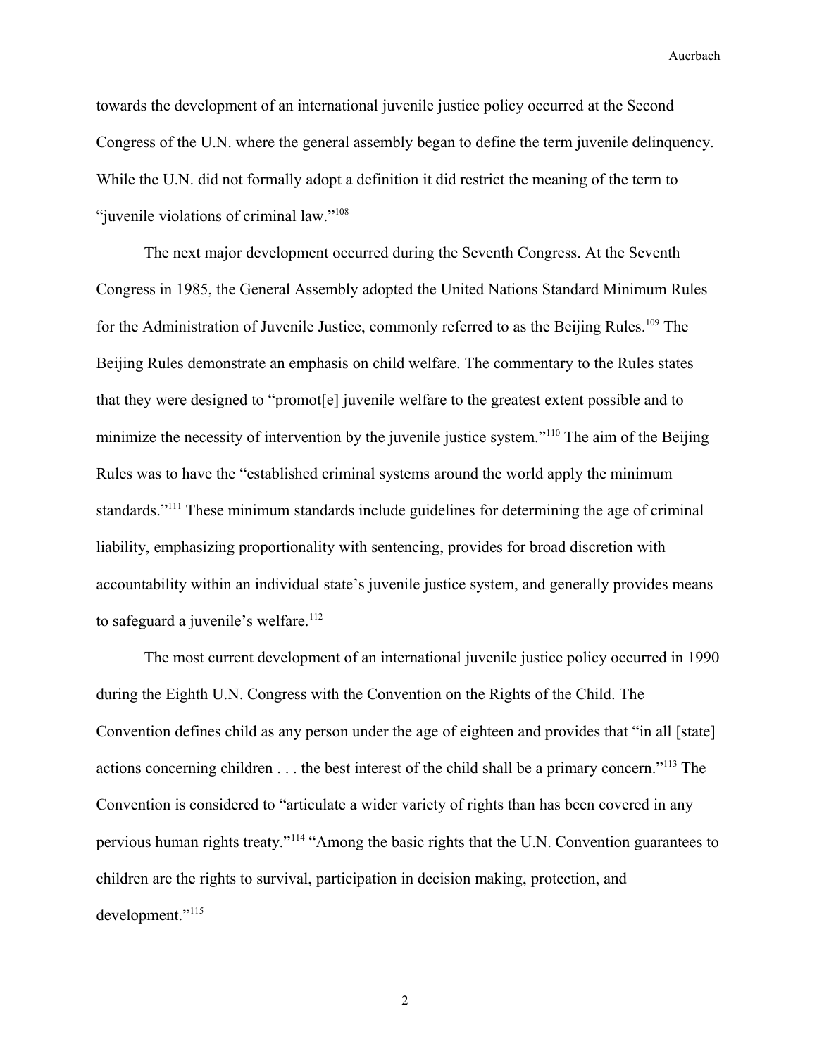towards the development of an international juvenile justice policy occurred at the Second Congress of the U.N. where the general assembly began to define the term juvenile delinquency. While the U.N. did not formally adopt a definition it did restrict the meaning of the term to "juvenile violations of criminal law."[108]

The next major development occurred during the Seventh Congress. At the Seventh Congress in 1985, the General Assembly adopted the United Nations Standard Minimum Rules for the Administration of Juvenile Justice, commonly referred to as the Beijing Rules.[109] The Beijing Rules demonstrate an emphasis on child welfare. The commentary to the Rules states that they were designed to "promot[e] juvenile welfare to the greatest extent possible and to minimize the necessity of intervention by the juvenile justice system."[110] The aim of the Beijing Rules was to have the "established criminal systems around the world apply the minimum standards."[111] These minimum standards include guidelines for determining the age of criminal liability, emphasizing proportionality with sentencing, provides for broad discretion with accountability within an individual state's juvenile justice system, and generally provides means to safeguard a juvenile's welfare.[112]

The most current development of an international juvenile justice policy occurred in 1990 during the Eighth U.N. Congress with the Convention on the Rights of the Child. The Convention defines child as any person under the age of eighteen and provides that "in all [state] actions concerning children . . . the best interest of the child shall be a primary concern."[113] The Convention is considered to "articulate a wider variety of rights than has been covered in any pervious human rights treaty."[114] "Among the basic rights that the U.N. Convention guarantees to children are the rights to survival, participation in decision making, protection, and development."[115]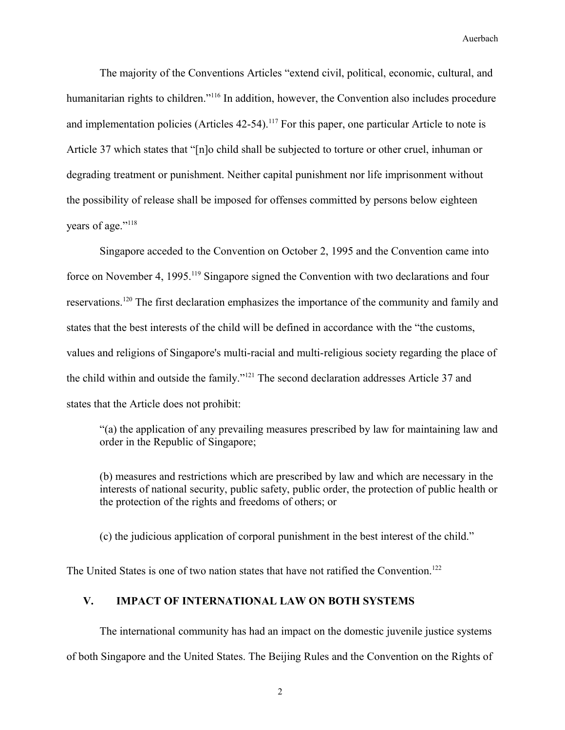The majority of the Conventions Articles “extend civil, political, economic, cultural, and humanitarian rights to children.”[116] In addition, however, the Convention also includes procedure and implementation policies (Articles 42-54).[117] For this paper, one particular Article to note is Article 37 which states that “[n]o child shall be subjected to torture or other cruel, inhuman or degrading treatment or punishment. Neither capital punishment nor life imprisonment without the possibility of release shall be imposed for offenses committed by persons below eighteen years of age.”[118]

Singapore acceded to the Convention on October 2, 1995 and the Convention came into force on November 4, 1995.[119] Singapore signed the Convention with two declarations and four reservations.[120] The first declaration emphasizes the importance of the community and family and states that the best interests of the child will be defined in accordance with the “the customs, values and religions of Singapore's multi-racial and multi-religious society regarding the place of the child within and outside the family.”[121] The second declaration addresses Article 37 and states that the Article does not prohibit:

> “(a) the application of any prevailing measures prescribed by law for maintaining law and order in the Republic of Singapore;
>
> (b) measures and restrictions which are prescribed by law and which are necessary in the interests of national security, public safety, public order, the protection of public health or the protection of the rights and freedoms of others; or
>
> (c) the judicious application of corporal punishment in the best interest of the child.”

The United States is one of two nation states that have not ratified the Convention.[122]

## V. IMPACT OF INTERNATIONAL LAW ON BOTH SYSTEMS

The international community has had an impact on the domestic juvenile justice systems of both Singapore and the United States. The Beijing Rules and the Convention on the Rights of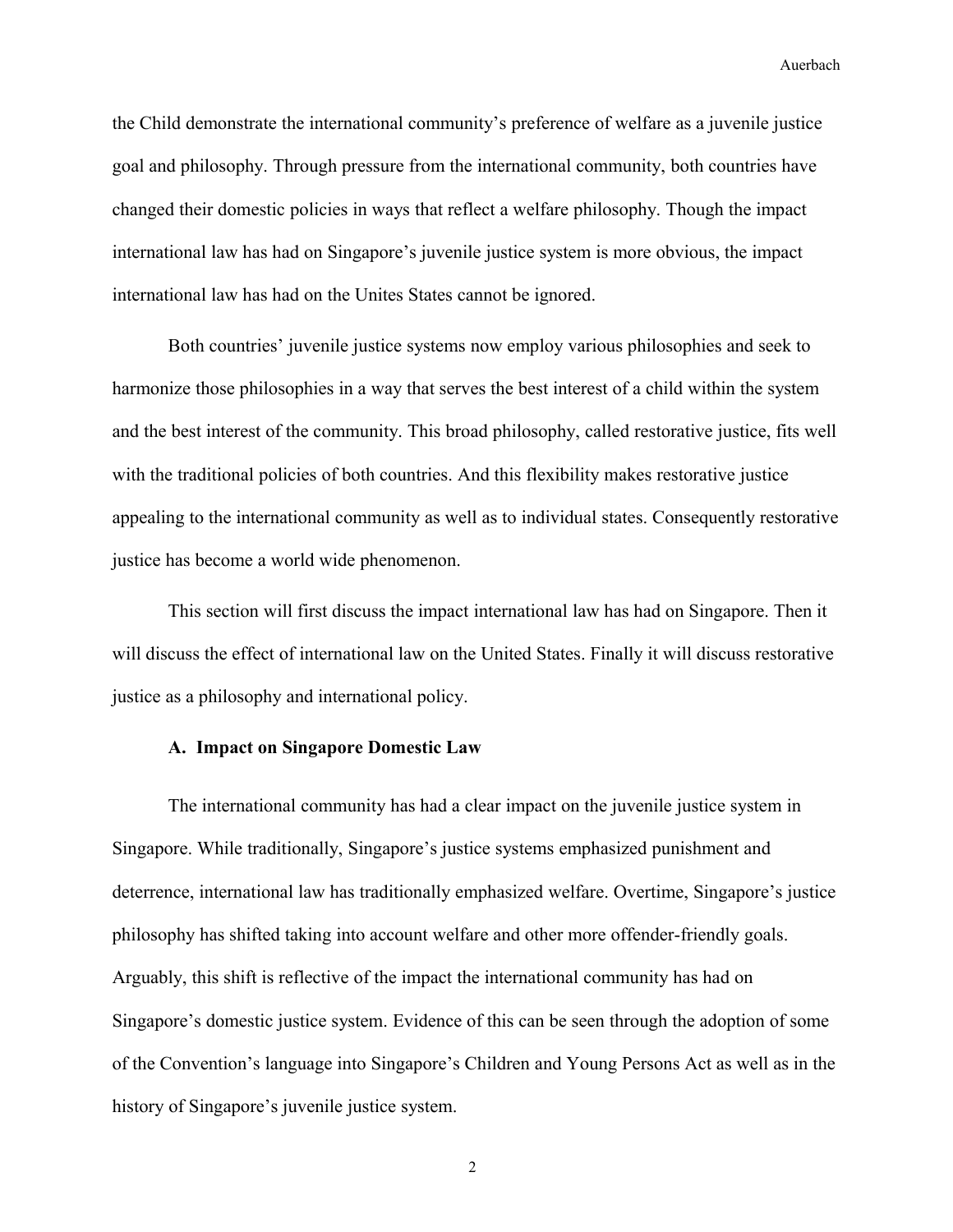the Child demonstrate the international community's preference of welfare as a juvenile justice goal and philosophy. Through pressure from the international community, both countries have changed their domestic policies in ways that reflect a welfare philosophy. Though the impact international law has had on Singapore's juvenile justice system is more obvious, the impact international law has had on the Unites States cannot be ignored.

Both countries' juvenile justice systems now employ various philosophies and seek to harmonize those philosophies in a way that serves the best interest of a child within the system and the best interest of the community. This broad philosophy, called restorative justice, fits well with the traditional policies of both countries. And this flexibility makes restorative justice appealing to the international community as well as to individual states. Consequently restorative justice has become a world wide phenomenon.

This section will first discuss the impact international law has had on Singapore. Then it will discuss the effect of international law on the United States. Finally it will discuss restorative justice as a philosophy and international policy.

**A. Impact on Singapore Domestic Law**

The international community has had a clear impact on the juvenile justice system in Singapore. While traditionally, Singapore's justice systems emphasized punishment and deterrence, international law has traditionally emphasized welfare. Overtime, Singapore's justice philosophy has shifted taking into account welfare and other more offender-friendly goals. Arguably, this shift is reflective of the impact the international community has had on Singapore's domestic justice system. Evidence of this can be seen through the adoption of some of the Convention's language into Singapore's Children and Young Persons Act as well as in the history of Singapore's juvenile justice system.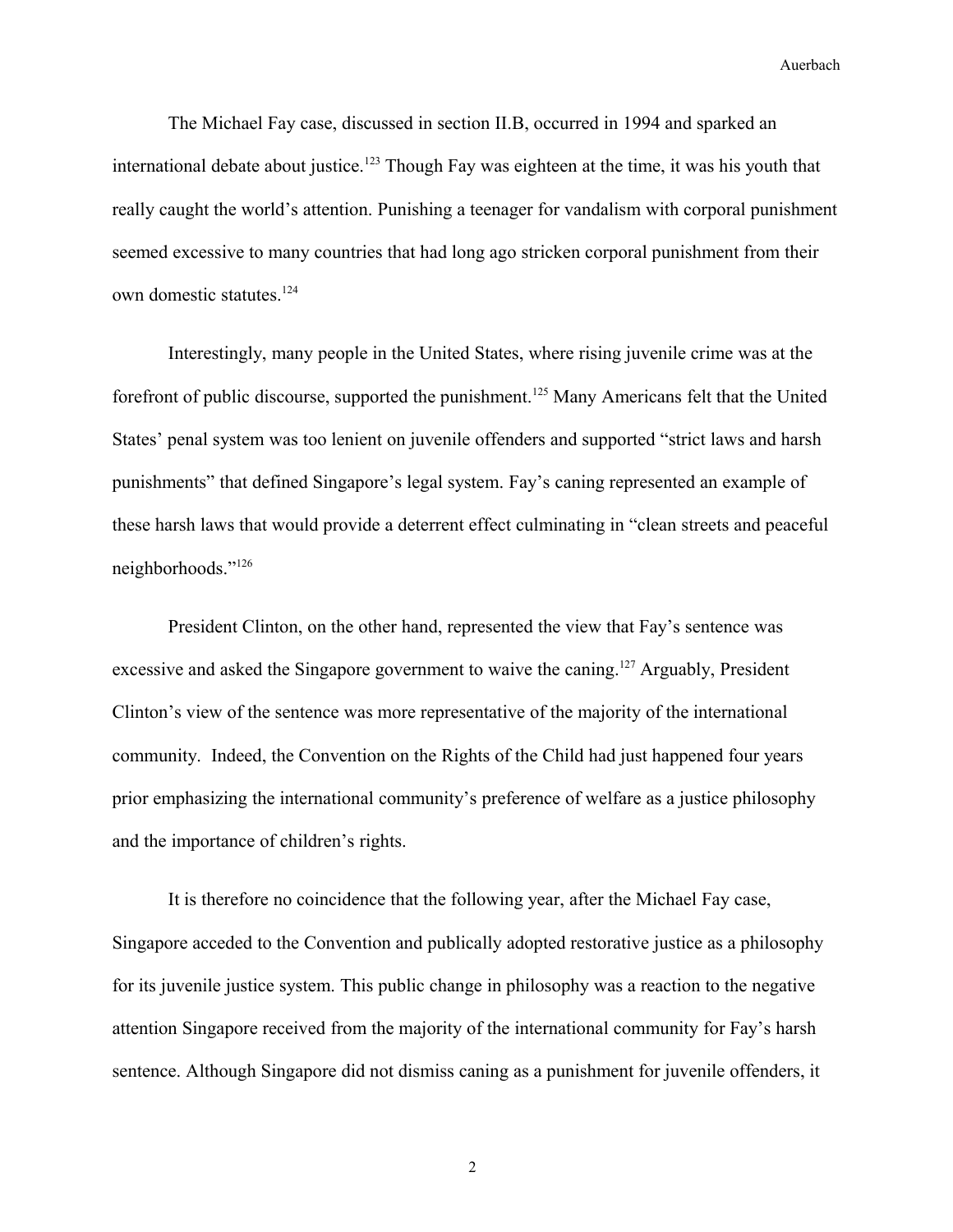The Michael Fay case, discussed in section II.B, occurred in 1994 and sparked an international debate about justice.[123] Though Fay was eighteen at the time, it was his youth that really caught the world's attention. Punishing a teenager for vandalism with corporal punishment seemed excessive to many countries that had long ago stricken corporal punishment from their own domestic statutes.[124]

Interestingly, many people in the United States, where rising juvenile crime was at the forefront of public discourse, supported the punishment.[125] Many Americans felt that the United States' penal system was too lenient on juvenile offenders and supported "strict laws and harsh punishments" that defined Singapore's legal system. Fay's caning represented an example of these harsh laws that would provide a deterrent effect culminating in "clean streets and peaceful neighborhoods."[126]

President Clinton, on the other hand, represented the view that Fay's sentence was excessive and asked the Singapore government to waive the caning.[127] Arguably, President Clinton's view of the sentence was more representative of the majority of the international community. Indeed, the Convention on the Rights of the Child had just happened four years prior emphasizing the international community's preference of welfare as a justice philosophy and the importance of children's rights.

It is therefore no coincidence that the following year, after the Michael Fay case, Singapore acceded to the Convention and publically adopted restorative justice as a philosophy for its juvenile justice system. This public change in philosophy was a reaction to the negative attention Singapore received from the majority of the international community for Fay's harsh sentence. Although Singapore did not dismiss caning as a punishment for juvenile offenders, it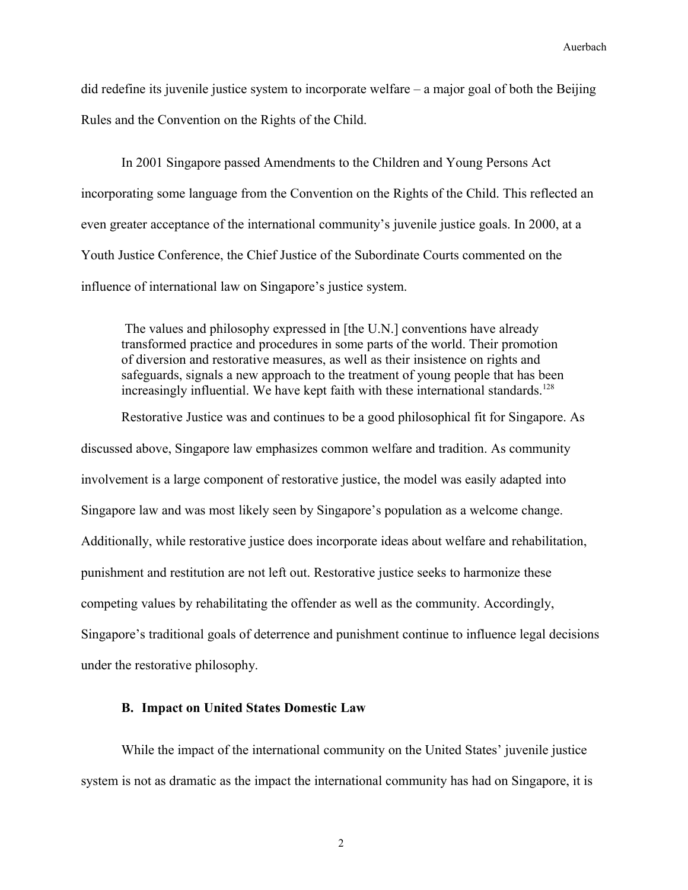did redefine its juvenile justice system to incorporate welfare – a major goal of both the Beijing Rules and the Convention on the Rights of the Child.

In 2001 Singapore passed Amendments to the Children and Young Persons Act incorporating some language from the Convention on the Rights of the Child. This reflected an even greater acceptance of the international community's juvenile justice goals. In 2000, at a Youth Justice Conference, the Chief Justice of the Subordinate Courts commented on the influence of international law on Singapore's justice system.

> The values and philosophy expressed in [the U.N.] conventions have already transformed practice and procedures in some parts of the world. Their promotion of diversion and restorative measures, as well as their insistence on rights and safeguards, signals a new approach to the treatment of young people that has been increasingly influential. We have kept faith with these international standards.[128]

Restorative Justice was and continues to be a good philosophical fit for Singapore. As discussed above, Singapore law emphasizes common welfare and tradition. As community involvement is a large component of restorative justice, the model was easily adapted into Singapore law and was most likely seen by Singapore's population as a welcome change. Additionally, while restorative justice does incorporate ideas about welfare and rehabilitation, punishment and restitution are not left out. Restorative justice seeks to harmonize these competing values by rehabilitating the offender as well as the community. Accordingly, Singapore's traditional goals of deterrence and punishment continue to influence legal decisions under the restorative philosophy.

### B. Impact on United States Domestic Law

While the impact of the international community on the United States' juvenile justice system is not as dramatic as the impact the international community has had on Singapore, it is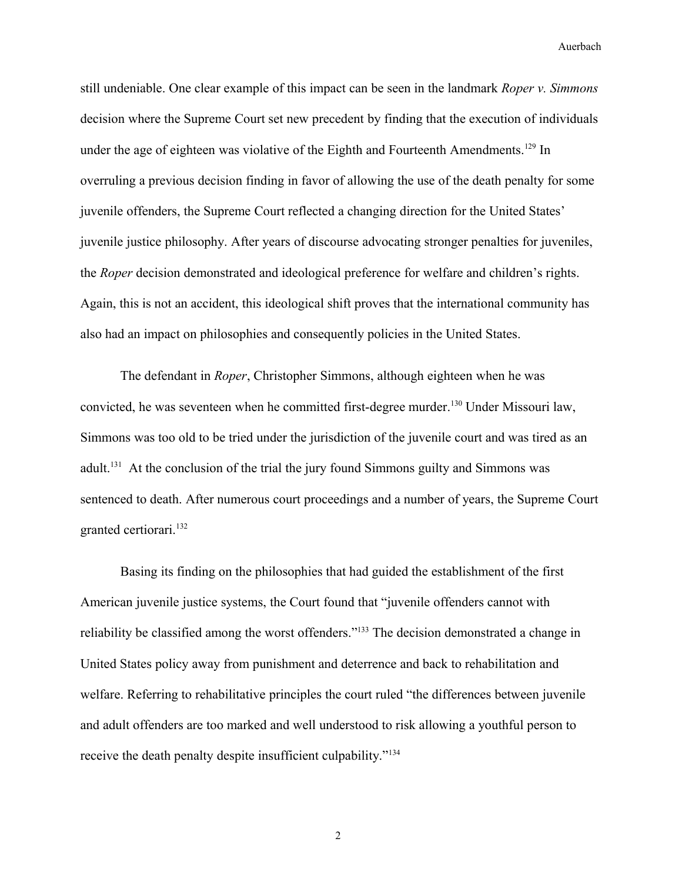still undeniable. One clear example of this impact can be seen in the landmark *Roper v. Simmons* decision where the Supreme Court set new precedent by finding that the execution of individuals under the age of eighteen was violative of the Eighth and Fourteenth Amendments.[129] In overruling a previous decision finding in favor of allowing the use of the death penalty for some juvenile offenders, the Supreme Court reflected a changing direction for the United States' juvenile justice philosophy. After years of discourse advocating stronger penalties for juveniles, the *Roper* decision demonstrated and ideological preference for welfare and children's rights. Again, this is not an accident, this ideological shift proves that the international community has also had an impact on philosophies and consequently policies in the United States.

The defendant in *Roper*, Christopher Simmons, although eighteen when he was convicted, he was seventeen when he committed first-degree murder.[130] Under Missouri law, Simmons was too old to be tried under the jurisdiction of the juvenile court and was tired as an adult.[131] At the conclusion of the trial the jury found Simmons guilty and Simmons was sentenced to death. After numerous court proceedings and a number of years, the Supreme Court granted certiorari.[132]

Basing its finding on the philosophies that had guided the establishment of the first American juvenile justice systems, the Court found that "juvenile offenders cannot with reliability be classified among the worst offenders."[133] The decision demonstrated a change in United States policy away from punishment and deterrence and back to rehabilitation and welfare. Referring to rehabilitative principles the court ruled "the differences between juvenile and adult offenders are too marked and well understood to risk allowing a youthful person to receive the death penalty despite insufficient culpability."[134]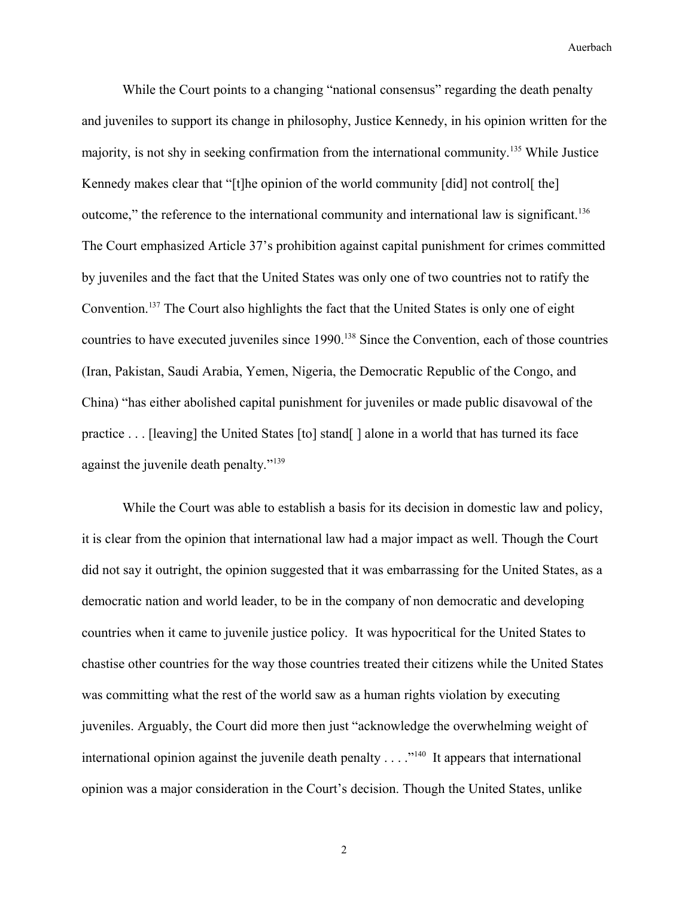While the Court points to a changing "national consensus" regarding the death penalty and juveniles to support its change in philosophy, Justice Kennedy, in his opinion written for the majority, is not shy in seeking confirmation from the international community.[135] While Justice Kennedy makes clear that "[t]he opinion of the world community [did] not control[ the] outcome," the reference to the international community and international law is significant.[136] The Court emphasized Article 37's prohibition against capital punishment for crimes committed by juveniles and the fact that the United States was only one of two countries not to ratify the Convention.[137] The Court also highlights the fact that the United States is only one of eight countries to have executed juveniles since 1990.[138] Since the Convention, each of those countries (Iran, Pakistan, Saudi Arabia, Yemen, Nigeria, the Democratic Republic of the Congo, and China) "has either abolished capital punishment for juveniles or made public disavowal of the practice . . . [leaving] the United States [to] stand[ ] alone in a world that has turned its face against the juvenile death penalty."[139]

While the Court was able to establish a basis for its decision in domestic law and policy, it is clear from the opinion that international law had a major impact as well. Though the Court did not say it outright, the opinion suggested that it was embarrassing for the United States, as a democratic nation and world leader, to be in the company of non democratic and developing countries when it came to juvenile justice policy. It was hypocritical for the United States to chastise other countries for the way those countries treated their citizens while the United States was committing what the rest of the world saw as a human rights violation by executing juveniles. Arguably, the Court did more then just "acknowledge the overwhelming weight of international opinion against the juvenile death penalty . . . ."[140] It appears that international opinion was a major consideration in the Court's decision. Though the United States, unlike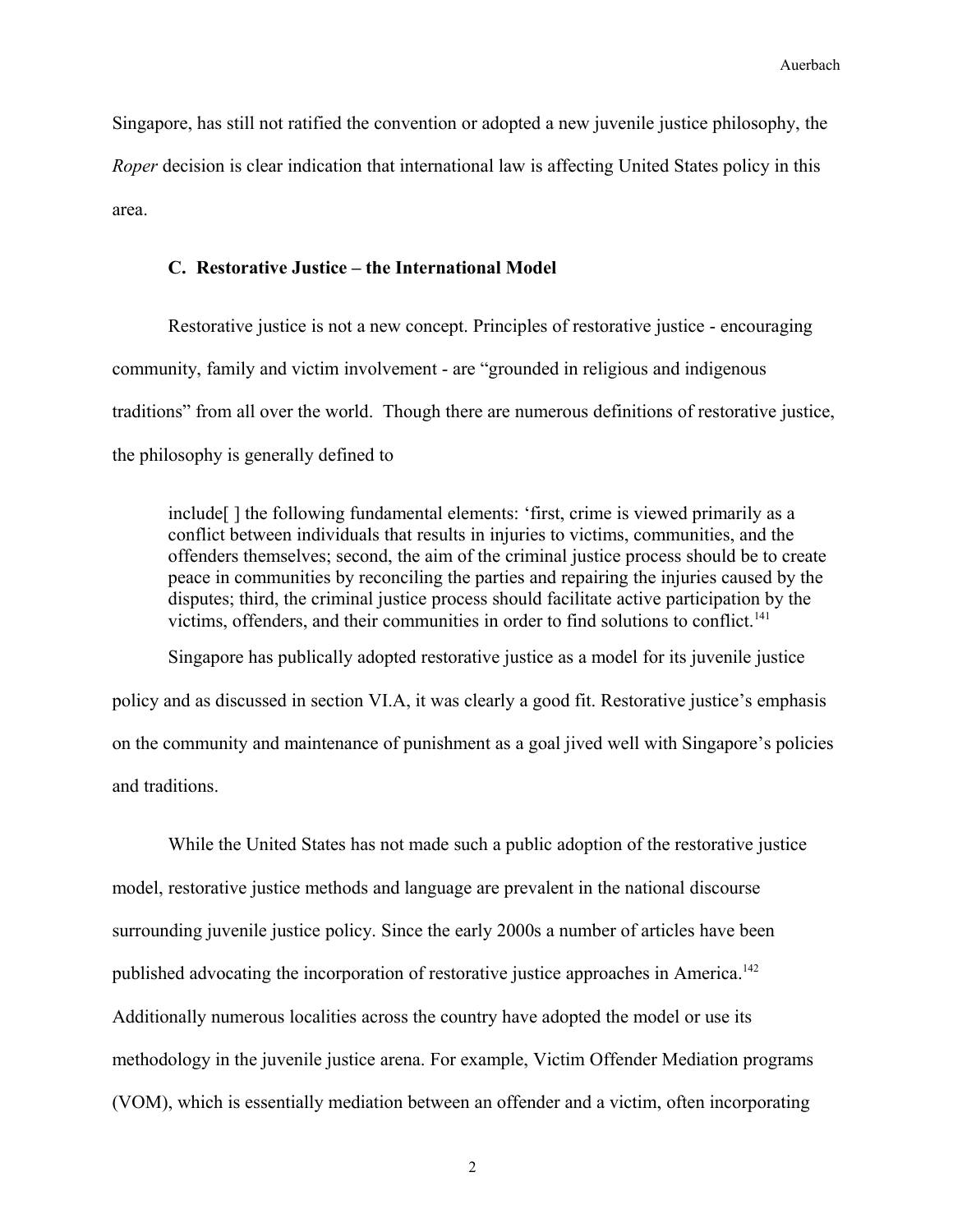Singapore, has still not ratified the convention or adopted a new juvenile justice philosophy, the *Roper* decision is clear indication that international law is affecting United States policy in this area.

### C. Restorative Justice – the International Model

Restorative justice is not a new concept. Principles of restorative justice - encouraging community, family and victim involvement - are "grounded in religious and indigenous traditions" from all over the world. Though there are numerous definitions of restorative justice, the philosophy is generally defined to

> include[ ] the following fundamental elements: 'first, crime is viewed primarily as a conflict between individuals that results in injuries to victims, communities, and the offenders themselves; second, the aim of the criminal justice process should be to create peace in communities by reconciling the parties and repairing the injuries caused by the disputes; third, the criminal justice process should facilitate active participation by the victims, offenders, and their communities in order to find solutions to conflict.[141]

Singapore has publically adopted restorative justice as a model for its juvenile justice policy and as discussed in section VI.A, it was clearly a good fit. Restorative justice's emphasis on the community and maintenance of punishment as a goal jived well with Singapore's policies and traditions.

While the United States has not made such a public adoption of the restorative justice model, restorative justice methods and language are prevalent in the national discourse surrounding juvenile justice policy. Since the early 2000s a number of articles have been published advocating the incorporation of restorative justice approaches in America.[142] Additionally numerous localities across the country have adopted the model or use its methodology in the juvenile justice arena. For example, Victim Offender Mediation programs (VOM), which is essentially mediation between an offender and a victim, often incorporating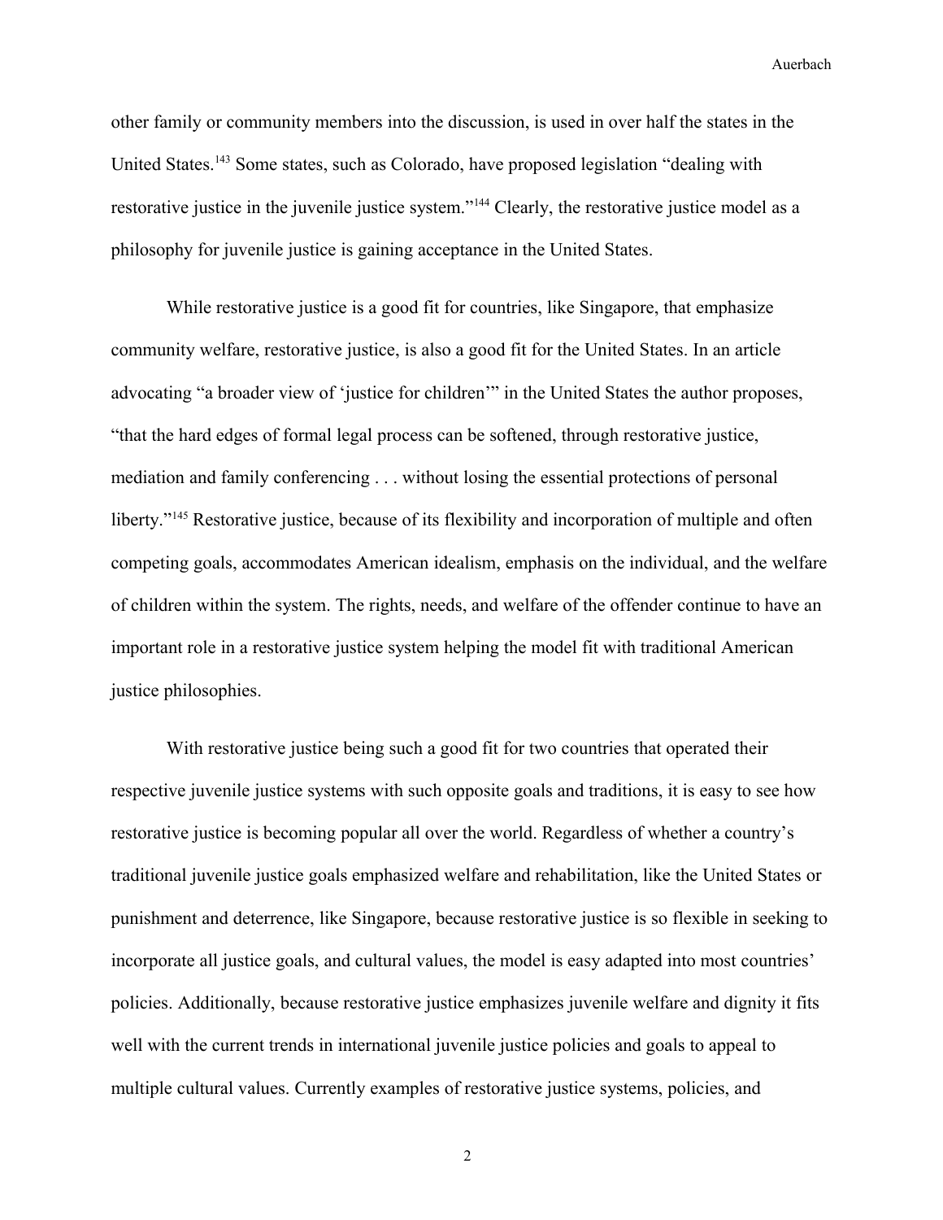other family or community members into the discussion, is used in over half the states in the United States.[143] Some states, such as Colorado, have proposed legislation "dealing with restorative justice in the juvenile justice system."[144] Clearly, the restorative justice model as a philosophy for juvenile justice is gaining acceptance in the United States.

While restorative justice is a good fit for countries, like Singapore, that emphasize community welfare, restorative justice, is also a good fit for the United States. In an article advocating "a broader view of 'justice for children'" in the United States the author proposes, "that the hard edges of formal legal process can be softened, through restorative justice, mediation and family conferencing . . . without losing the essential protections of personal liberty."[145] Restorative justice, because of its flexibility and incorporation of multiple and often competing goals, accommodates American idealism, emphasis on the individual, and the welfare of children within the system. The rights, needs, and welfare of the offender continue to have an important role in a restorative justice system helping the model fit with traditional American justice philosophies.

With restorative justice being such a good fit for two countries that operated their respective juvenile justice systems with such opposite goals and traditions, it is easy to see how restorative justice is becoming popular all over the world. Regardless of whether a country's traditional juvenile justice goals emphasized welfare and rehabilitation, like the United States or punishment and deterrence, like Singapore, because restorative justice is so flexible in seeking to incorporate all justice goals, and cultural values, the model is easy adapted into most countries' policies. Additionally, because restorative justice emphasizes juvenile welfare and dignity it fits well with the current trends in international juvenile justice policies and goals to appeal to multiple cultural values. Currently examples of restorative justice systems, policies, and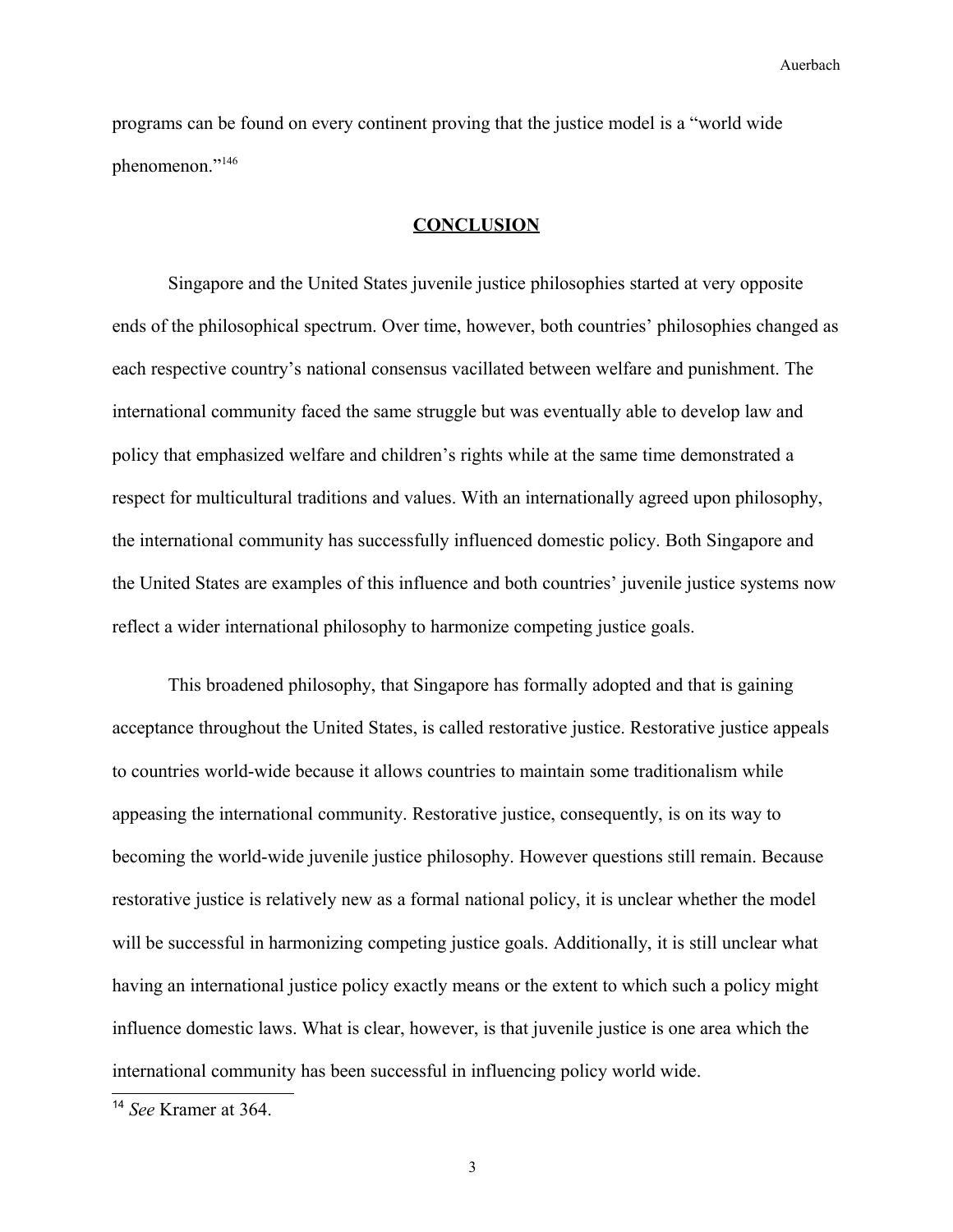programs can be found on every continent proving that the justice model is a "world wide phenomenon."[146]

## CONCLUSION

Singapore and the United States juvenile justice philosophies started at very opposite ends of the philosophical spectrum. Over time, however, both countries' philosophies changed as each respective country's national consensus vacillated between welfare and punishment. The international community faced the same struggle but was eventually able to develop law and policy that emphasized welfare and children's rights while at the same time demonstrated a respect for multicultural traditions and values. With an internationally agreed upon philosophy, the international community has successfully influenced domestic policy. Both Singapore and the United States are examples of this influence and both countries' juvenile justice systems now reflect a wider international philosophy to harmonize competing justice goals.

This broadened philosophy, that Singapore has formally adopted and that is gaining acceptance throughout the United States, is called restorative justice. Restorative justice appeals to countries world-wide because it allows countries to maintain some traditionalism while appeasing the international community. Restorative justice, consequently, is on its way to becoming the world-wide juvenile justice philosophy. However questions still remain. Because restorative justice is relatively new as a formal national policy, it is unclear whether the model will be successful in harmonizing competing justice goals. Additionally, it is still unclear what having an international justice policy exactly means or the extent to which such a policy might influence domestic laws. What is clear, however, is that juvenile justice is one area which the international community has been successful in influencing policy world wide.

---

[14] *See* Kramer at 364.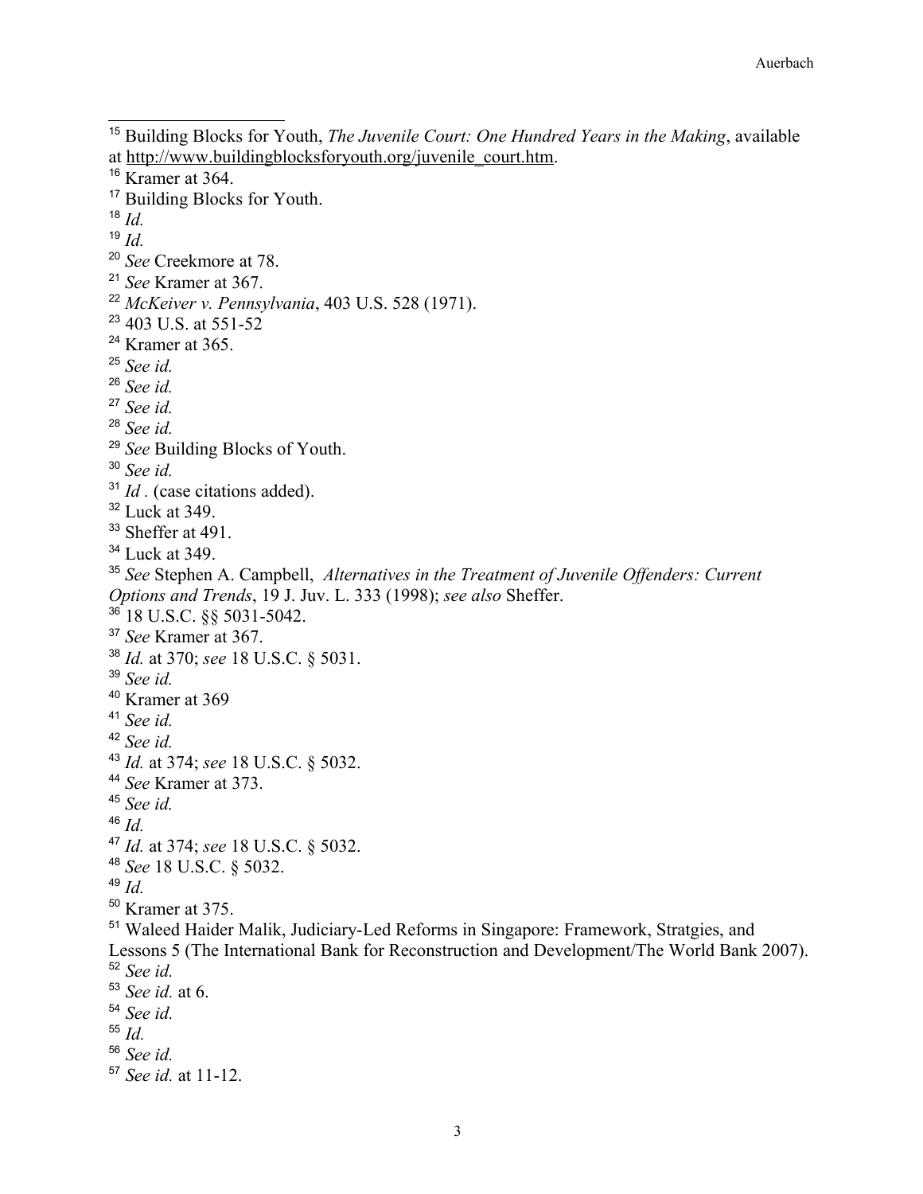[15] Building Blocks for Youth, *The Juvenile Court: One Hundred Years in the Making*, available at http://www.buildingblocksforyouth.org/juvenile_court.htm.

[16] Kramer at 364.

[17] Building Blocks for Youth.

[18] *Id.*

[19] *Id.*

[20] *See* Creekmore at 78.

[21] *See* Kramer at 367.

[22] *McKeiver v. Pennsylvania*, 403 U.S. 528 (1971).

[23] 403 U.S. at 551-52

[24] Kramer at 365.

[25] *See id.*

[26] *See id.*

[27] *See id.*

[28] *See id.*

[29] *See* Building Blocks of Youth.

[30] *See id.*

[31] *Id .* (case citations added).

[32] Luck at 349.

[33] Sheffer at 491.

[34] Luck at 349.

[35] *See* Stephen A. Campbell, *Alternatives in the Treatment of Juvenile Offenders: Current Options and Trends*, 19 J. Juv. L. 333 (1998); *see also* Sheffer.

[36] 18 U.S.C. §§ 5031-5042.

[37] *See* Kramer at 367.

[38] *Id.* at 370; *see* 18 U.S.C. § 5031.

[39] *See id.*

[40] Kramer at 369

[41] *See id.*

[42] *See id.*

[43] *Id.* at 374; *see* 18 U.S.C. § 5032.

[44] *See* Kramer at 373.

[45] *See id.*

[46] *Id.*

[47] *Id.* at 374; *see* 18 U.S.C. § 5032.

[48] *See* 18 U.S.C. § 5032.

[49] *Id.*

[50] Kramer at 375.

[51] Waleed Haider Malik, Judiciary-Led Reforms in Singapore: Framework, Stratgies, and Lessons 5 (The International Bank for Reconstruction and Development/The World Bank 2007).

[52] *See id.*

[53] *See id.* at 6.

[54] *See id.*

[55] *Id.*

[56] *See id.*

[57] *See id.* at 11-12.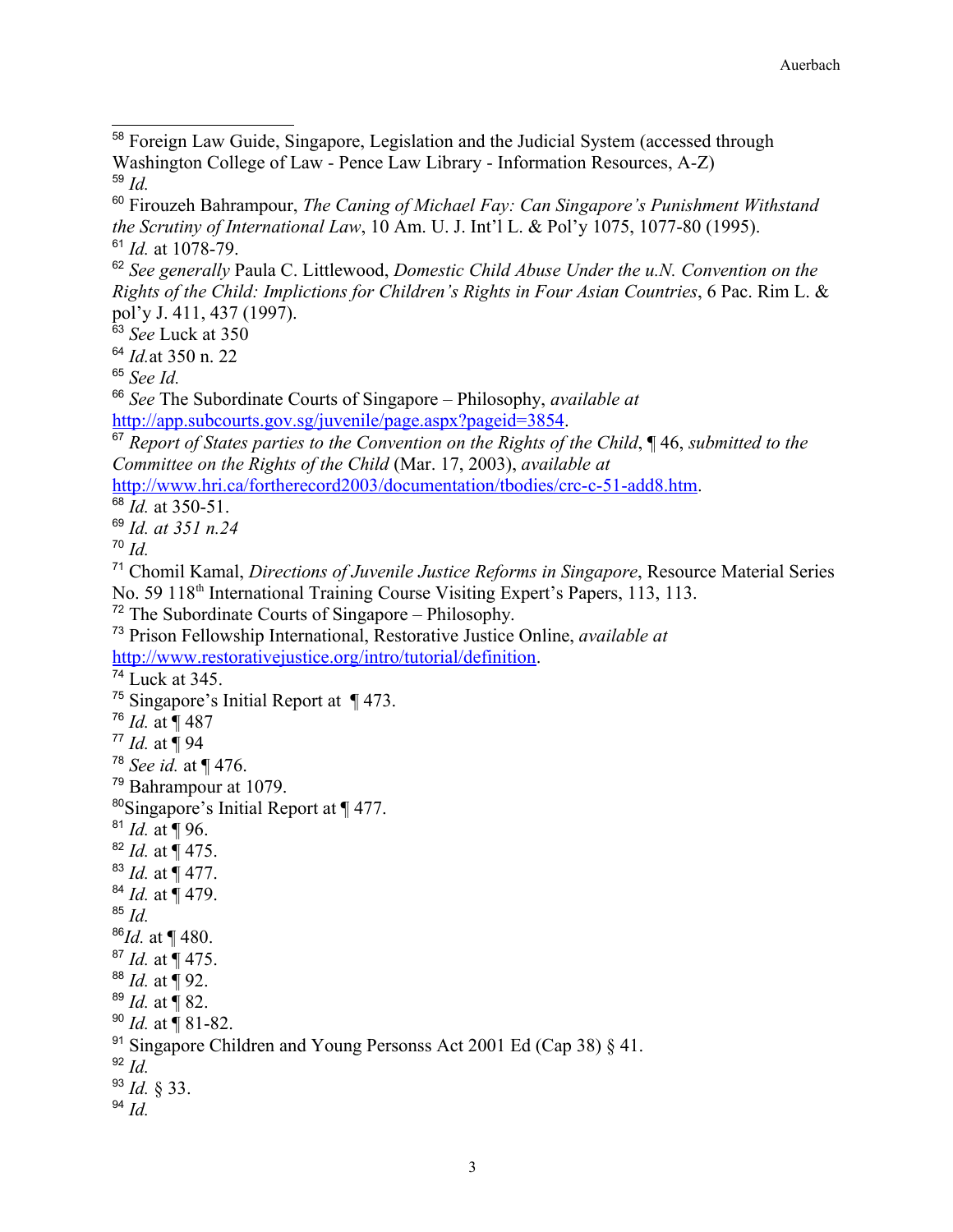[58] Foreign Law Guide, Singapore, Legislation and the Judicial System (accessed through Washington College of Law - Pence Law Library - Information Resources, A-Z)
[59] *Id.*
[60] Firouzeh Bahrampour, *The Caning of Michael Fay: Can Singapore's Punishment Withstand the Scrutiny of International Law*, 10 Am. U. J. Int'l L. & Pol'y 1075, 1077-80 (1995).
[61] *Id.* at 1078-79.
[62] *See generally* Paula C. Littlewood, *Domestic Child Abuse Under the u.N. Convention on the Rights of the Child: Implictions for Children's Rights in Four Asian Countries*, 6 Pac. Rim L. & pol'y J. 411, 437 (1997).
[63] *See* Luck at 350
[64] *Id.*at 350 n. 22
[65] *See Id.*
[66] *See* The Subordinate Courts of Singapore – Philosophy, *available at* http://app.subcourts.gov.sg/juvenile/page.aspx?pageid=3854.
[67] *Report of States parties to the Convention on the Rights of the Child*, ¶ 46, *submitted to the Committee on the Rights of the Child* (Mar. 17, 2003), *available at* http://www.hri.ca/fortherecord2003/documentation/tbodies/crc-c-51-add8.htm.
[68] *Id.* at 350-51.
[69] *Id. at 351 n.24*
[70] *Id.*
[71] Chomil Kamal, *Directions of Juvenile Justice Reforms in Singapore*, Resource Material Series No. 59 118th International Training Course Visiting Expert's Papers, 113, 113.
[72] The Subordinate Courts of Singapore – Philosophy.
[73] Prison Fellowship International, Restorative Justice Online, *available at* http://www.restorativejustice.org/intro/tutorial/definition.
[74] Luck at 345.
[75] Singapore's Initial Report at ¶ 473.
[76] *Id.* at ¶ 487
[77] *Id.* at ¶ 94
[78] *See id.* at ¶ 476.
[79] Bahrampour at 1079.
[80] Singapore's Initial Report at ¶ 477.
[81] *Id.* at ¶ 96.
[82] *Id.* at ¶ 475.
[83] *Id.* at ¶ 477.
[84] *Id.* at ¶ 479.
[85] *Id.*
[86] *Id.* at ¶ 480.
[87] *Id.* at ¶ 475.
[88] *Id.* at ¶ 92.
[89] *Id.* at ¶ 82.
[90] *Id.* at ¶ 81-82.
[91] Singapore Children and Young Personss Act 2001 Ed (Cap 38) § 41.
[92] *Id.*
[93] *Id.* § 33.
[94] *Id.*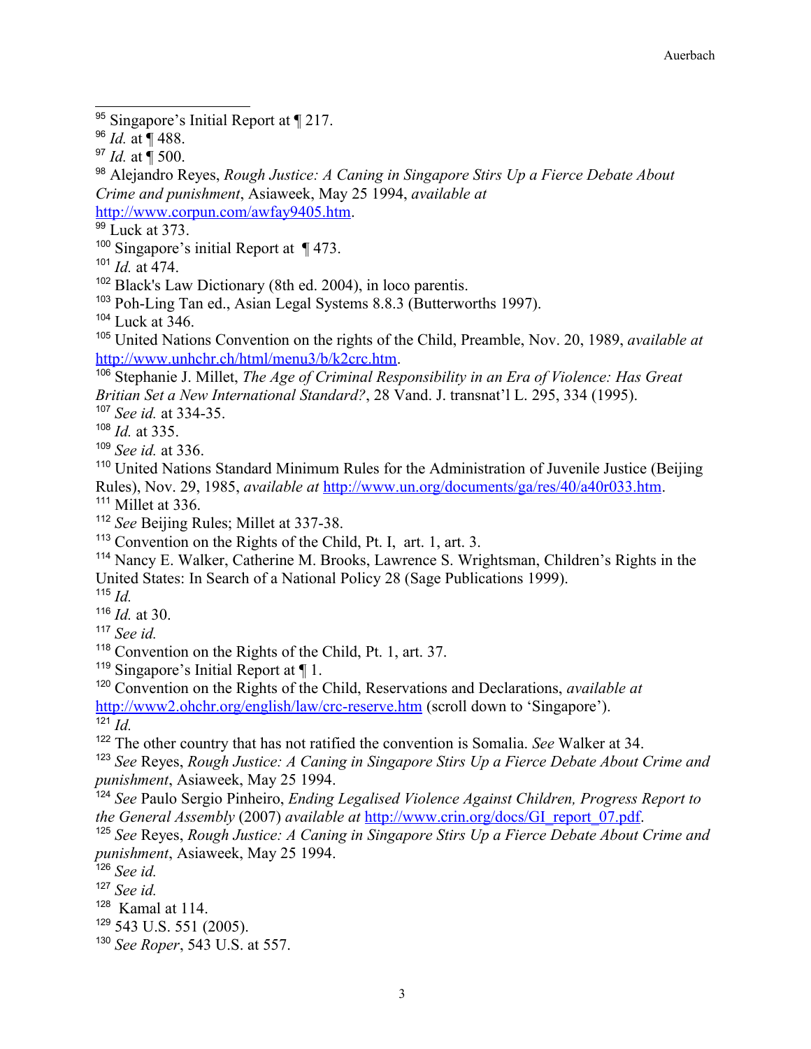[95] Singapore's Initial Report at ¶ 217.

[96] *Id.* at ¶ 488.

[97] *Id.* at ¶ 500.

[98] Alejandro Reyes, *Rough Justice: A Caning in Singapore Stirs Up a Fierce Debate About Crime and punishment*, Asiaweek, May 25 1994, *available at* http://www.corpun.com/awfay9405.htm.

[99] Luck at 373.

[100] Singapore's initial Report at ¶ 473.

[101] *Id.* at 474.

[102] Black's Law Dictionary (8th ed. 2004), in loco parentis.

[103] Poh-Ling Tan ed., Asian Legal Systems 8.8.3 (Butterworths 1997).

[104] Luck at 346.

[105] United Nations Convention on the rights of the Child, Preamble, Nov. 20, 1989, *available at* http://www.unhchr.ch/html/menu3/b/k2crc.htm.

[106] Stephanie J. Millet, *The Age of Criminal Responsibility in an Era of Violence: Has Great Britian Set a New International Standard?*, 28 Vand. J. transnat'l L. 295, 334 (1995).

[107] *See id.* at 334-35.

[108] *Id.* at 335.

[109] *See id.* at 336.

[110] United Nations Standard Minimum Rules for the Administration of Juvenile Justice (Beijing Rules), Nov. 29, 1985, *available at* http://www.un.org/documents/ga/res/40/a40r033.htm.

[111] Millet at 336.

[112] *See* Beijing Rules; Millet at 337-38.

[113] Convention on the Rights of the Child, Pt. I, art. 1, art. 3.

[114] Nancy E. Walker, Catherine M. Brooks, Lawrence S. Wrightsman, Children's Rights in the United States: In Search of a National Policy 28 (Sage Publications 1999).

[115] *Id.*

[116] *Id.* at 30.

[117] *See id.*

[118] Convention on the Rights of the Child, Pt. 1, art. 37.

[119] Singapore's Initial Report at ¶ 1.

[120] Convention on the Rights of the Child, Reservations and Declarations, *available at* http://www2.ohchr.org/english/law/crc-reserve.htm (scroll down to 'Singapore').

[121] *Id.*

[122] The other country that has not ratified the convention is Somalia. *See* Walker at 34.

[123] *See* Reyes, *Rough Justice: A Caning in Singapore Stirs Up a Fierce Debate About Crime and punishment*, Asiaweek, May 25 1994.

[124] *See* Paulo Sergio Pinheiro, *Ending Legalised Violence Against Children, Progress Report to the General Assembly* (2007) *available at* http://www.crin.org/docs/GI_report_07.pdf.

[125] *See* Reyes, *Rough Justice: A Caning in Singapore Stirs Up a Fierce Debate About Crime and punishment*, Asiaweek, May 25 1994.

[126] *See id.*

[127] *See id.*

[128] Kamal at 114.

[129] 543 U.S. 551 (2005).

[130] *See Roper*, 543 U.S. at 557.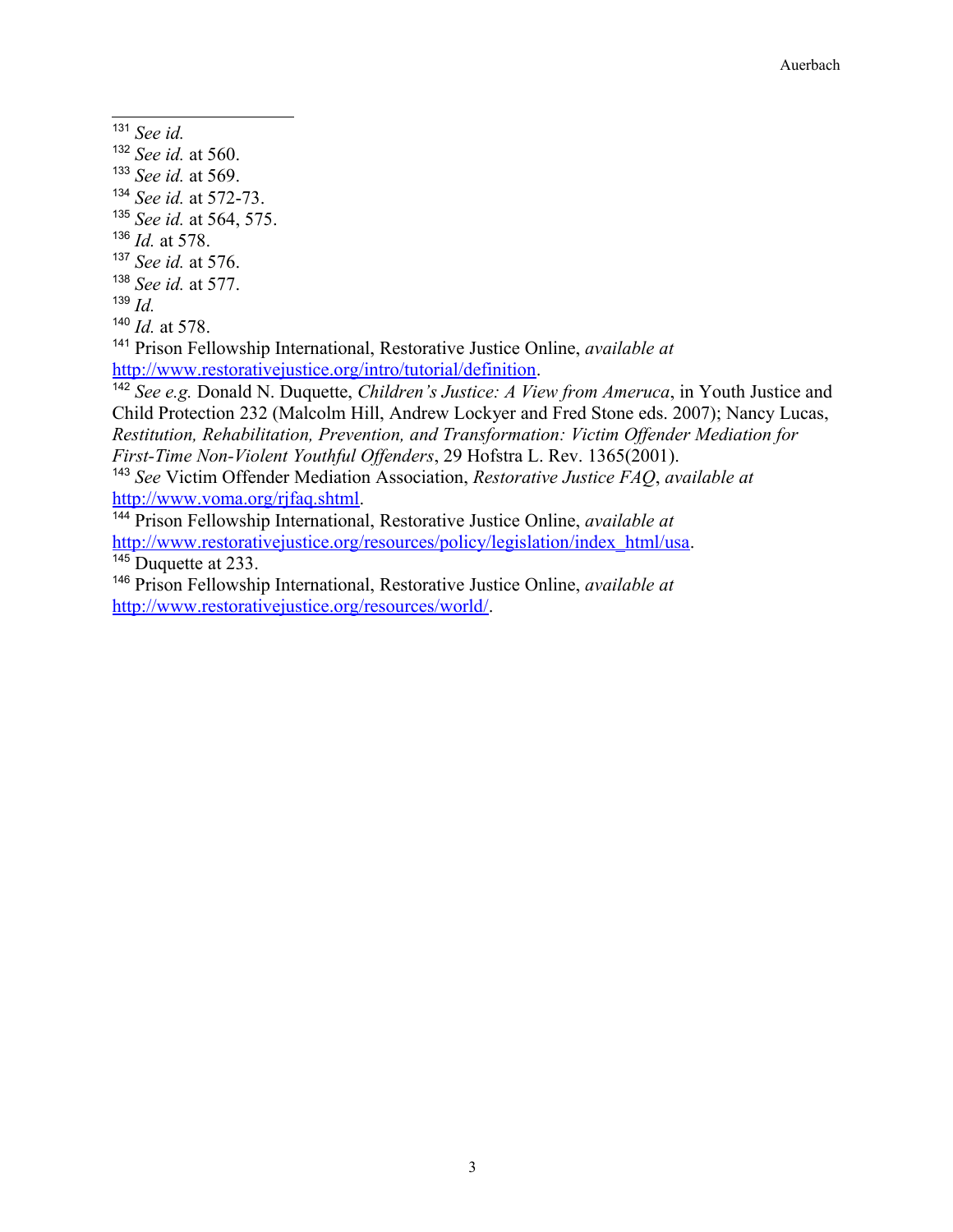[131] *See id.*

[132] *See id.* at 560.

[133] *See id.* at 569.

[134] *See id.* at 572-73.

[135] *See id.* at 564, 575.

[136] *Id.* at 578.

[137] *See id.* at 576.

[138] *See id.* at 577.

[139] *Id.*

[140] *Id.* at 578.

[141] Prison Fellowship International, Restorative Justice Online, *available at* http://www.restorativejustice.org/intro/tutorial/definition.

[142] *See e.g.* Donald N. Duquette, *Children's Justice: A View from Ameruca*, in Youth Justice and Child Protection 232 (Malcolm Hill, Andrew Lockyer and Fred Stone eds. 2007); Nancy Lucas, *Restitution, Rehabilitation, Prevention, and Transformation: Victim Offender Mediation for First-Time Non-Violent Youthful Offenders*, 29 Hofstra L. Rev. 1365(2001).

[143] *See* Victim Offender Mediation Association, *Restorative Justice FAQ*, *available at* http://www.voma.org/rjfaq.shtml.

[144] Prison Fellowship International, Restorative Justice Online, *available at* http://www.restorativejustice.org/resources/policy/legislation/index_html/usa.

[145] Duquette at 233.

[146] Prison Fellowship International, Restorative Justice Online, *available at* http://www.restorativejustice.org/resources/world/.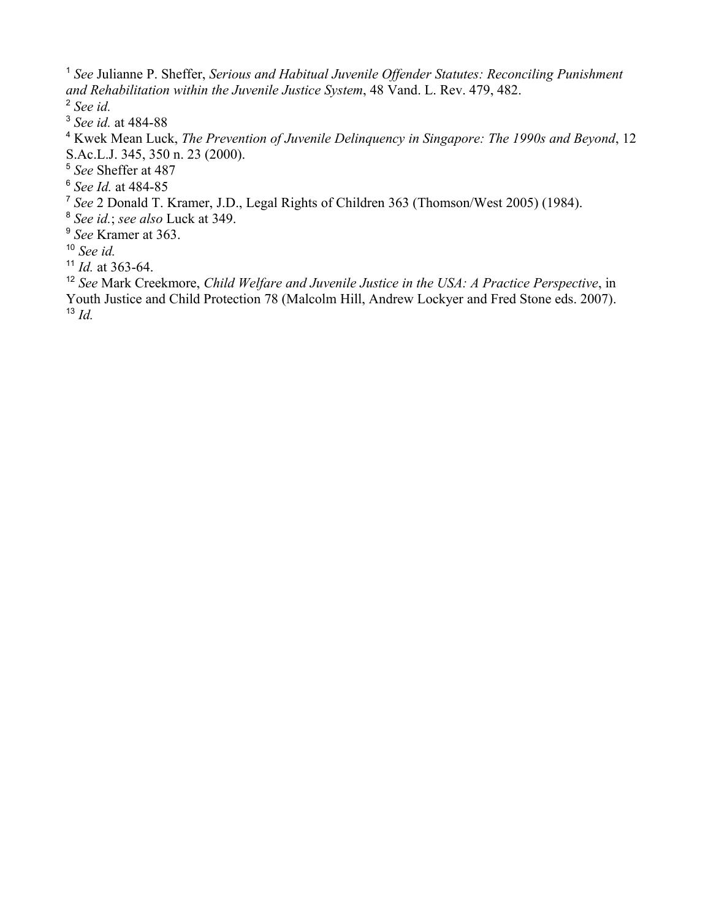[1] *See* Julianne P. Sheffer, *Serious and Habitual Juvenile Offender Statutes: Reconciling Punishment and Rehabilitation within the Juvenile Justice System*, 48 Vand. L. Rev. 479, 482.
[2] *See id.*
[3] *See id.* at 484-88
[4] Kwek Mean Luck, *The Prevention of Juvenile Delinquency in Singapore: The 1990s and Beyond*, 12 S.Ac.L.J. 345, 350 n. 23 (2000).
[5] *See* Sheffer at 487
[6] *See Id.* at 484-85
[7] *See* 2 Donald T. Kramer, J.D., Legal Rights of Children 363 (Thomson/West 2005) (1984).
[8] *See id.*; *see also* Luck at 349.
[9] *See* Kramer at 363.
[10] *See id.*
[11] *Id.* at 363-64.
[12] *See* Mark Creekmore, *Child Welfare and Juvenile Justice in the USA: A Practice Perspective*, in Youth Justice and Child Protection 78 (Malcolm Hill, Andrew Lockyer and Fred Stone eds. 2007).
[13] *Id.*